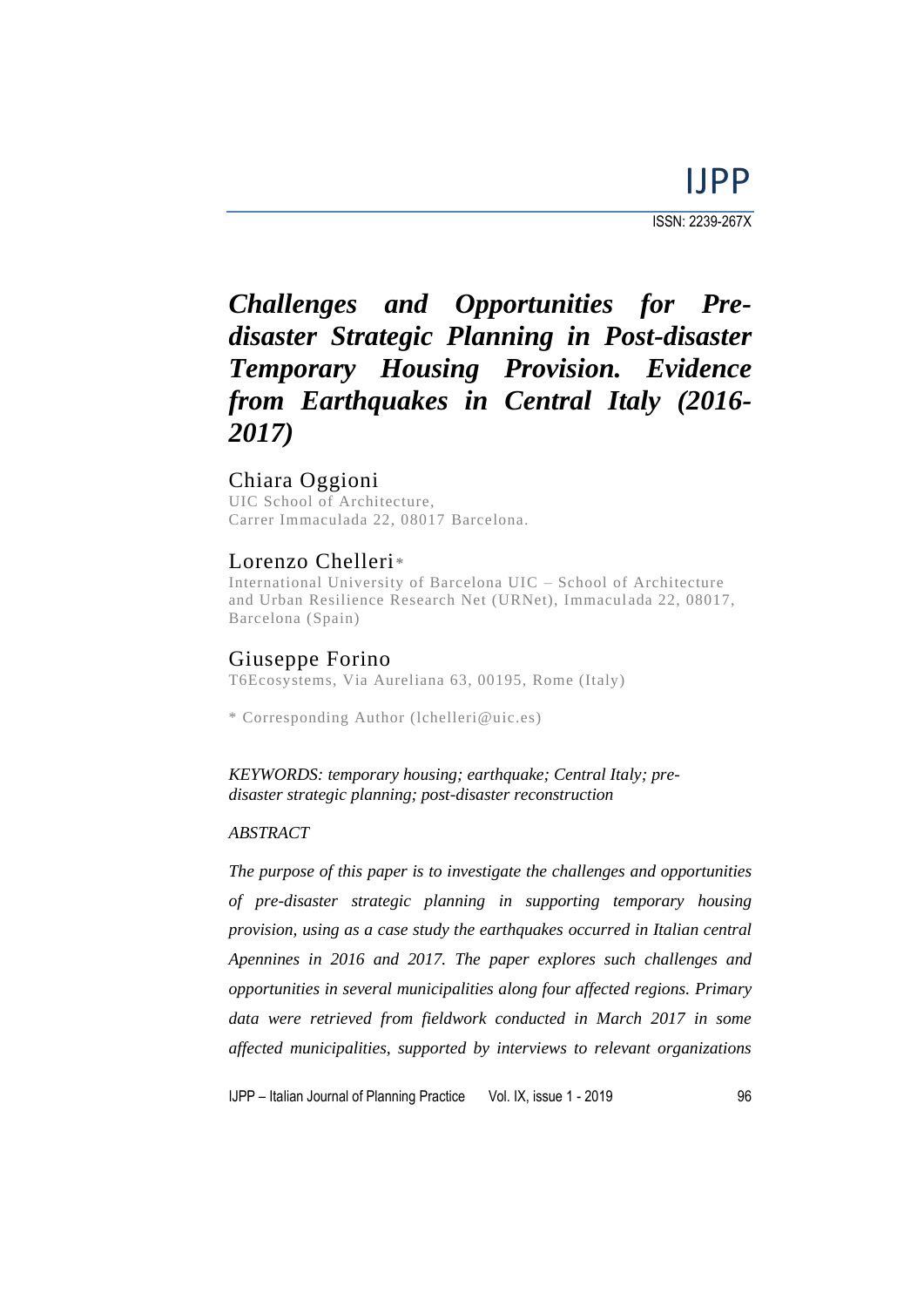# *Challenges and Opportunities for Pre-disaster Strategic Planning in Post-disaster Temporary Housing Provision. Evidence from Earthquakes in Central Italy (2016-2017)*

## Chiara Oggioni

UIC School of Architecture,
Carrer Immaculada 22, 08017 Barcelona.

## Lorenzo Chelleri*

International University of Barcelona UIC – School of Architecture and Urban Resilience Research Net (URNet), Immaculada 22, 08017, Barcelona (Spain)

## Giuseppe Forino

T6Ecosystems, Via Aureliana 63, 00195, Rome (Italy)

* Corresponding Author (lchelleri@uic.es)

*KEYWORDS: temporary housing; earthquake; Central Italy; pre-disaster strategic planning; post-disaster reconstruction*

*ABSTRACT*

***The purpose of this paper is to investigate the challenges and opportunities of pre-disaster strategic planning in supporting temporary housing provision, using as a case study the earthquakes occurred in Italian central Apennines in 2016 and 2017. The paper explores such challenges and opportunities in several municipalities along four affected regions. Primary data were retrieved from fieldwork conducted in March 2017 in some affected municipalities, supported by interviews to relevant organizations***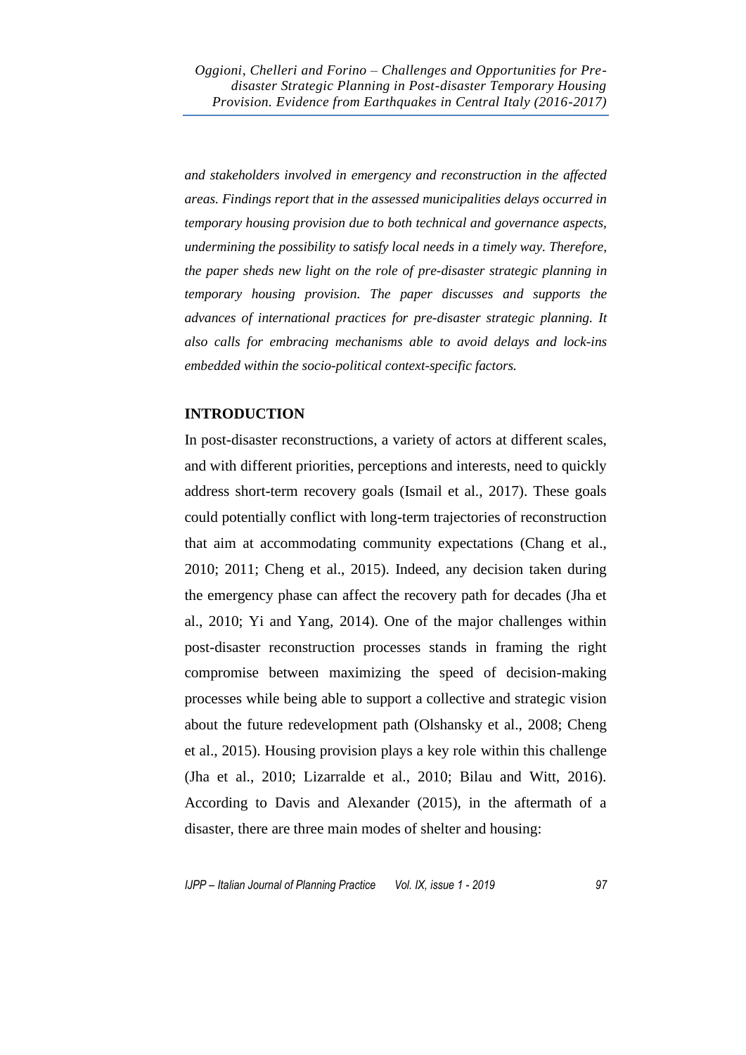*and stakeholders involved in emergency and reconstruction in the affected areas. Findings report that in the assessed municipalities delays occurred in temporary housing provision due to both technical and governance aspects, undermining the possibility to satisfy local needs in a timely way. Therefore, the paper sheds new light on the role of pre-disaster strategic planning in temporary housing provision. The paper discusses and supports the advances of international practices for pre-disaster strategic planning. It also calls for embracing mechanisms able to avoid delays and lock-ins embedded within the socio-political context-specific factors.*

## INTRODUCTION

In post-disaster reconstructions, a variety of actors at different scales, and with different priorities, perceptions and interests, need to quickly address short-term recovery goals (Ismail et al., 2017). These goals could potentially conflict with long-term trajectories of reconstruction that aim at accommodating community expectations (Chang et al., 2010; 2011; Cheng et al., 2015). Indeed, any decision taken during the emergency phase can affect the recovery path for decades (Jha et al., 2010; Yi and Yang, 2014). One of the major challenges within post-disaster reconstruction processes stands in framing the right compromise between maximizing the speed of decision-making processes while being able to support a collective and strategic vision about the future redevelopment path (Olshansky et al., 2008; Cheng et al., 2015). Housing provision plays a key role within this challenge (Jha et al., 2010; Lizarralde et al., 2010; Bilau and Witt, 2016). According to Davis and Alexander (2015), in the aftermath of a disaster, there are three main modes of shelter and housing: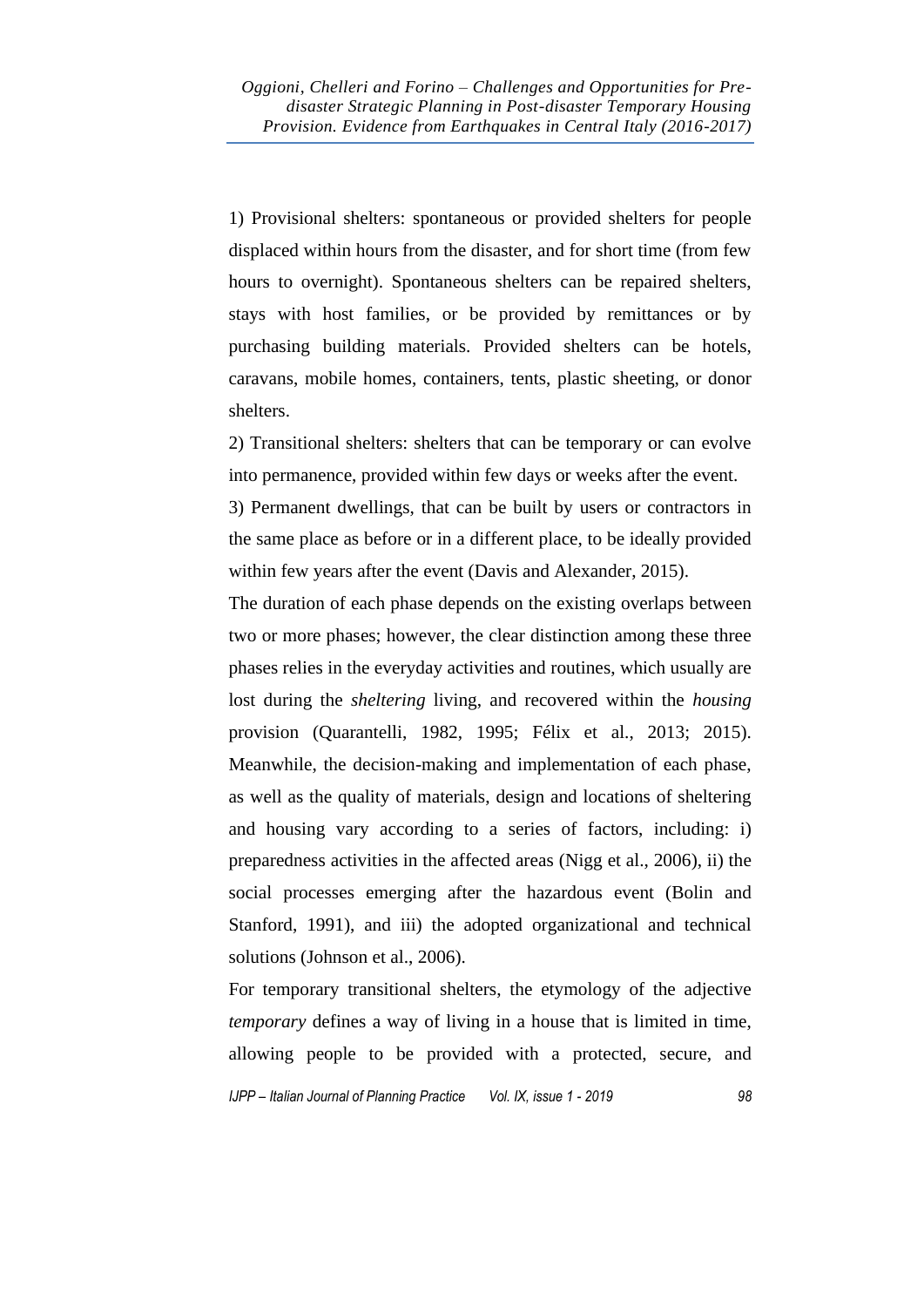1) Provisional shelters: spontaneous or provided shelters for people displaced within hours from the disaster, and for short time (from few hours to overnight). Spontaneous shelters can be repaired shelters, stays with host families, or be provided by remittances or by purchasing building materials. Provided shelters can be hotels, caravans, mobile homes, containers, tents, plastic sheeting, or donor shelters.

2) Transitional shelters: shelters that can be temporary or can evolve into permanence, provided within few days or weeks after the event.

3) Permanent dwellings, that can be built by users or contractors in the same place as before or in a different place, to be ideally provided within few years after the event (Davis and Alexander, 2015).

The duration of each phase depends on the existing overlaps between two or more phases; however, the clear distinction among these three phases relies in the everyday activities and routines, which usually are lost during the *sheltering* living, and recovered within the *housing* provision (Quarantelli, 1982, 1995; Félix et al., 2013; 2015). Meanwhile, the decision-making and implementation of each phase, as well as the quality of materials, design and locations of sheltering and housing vary according to a series of factors, including: i) preparedness activities in the affected areas (Nigg et al., 2006), ii) the social processes emerging after the hazardous event (Bolin and Stanford, 1991), and iii) the adopted organizational and technical solutions (Johnson et al., 2006).

For temporary transitional shelters, the etymology of the adjective *temporary* defines a way of living in a house that is limited in time, allowing people to be provided with a protected, secure, and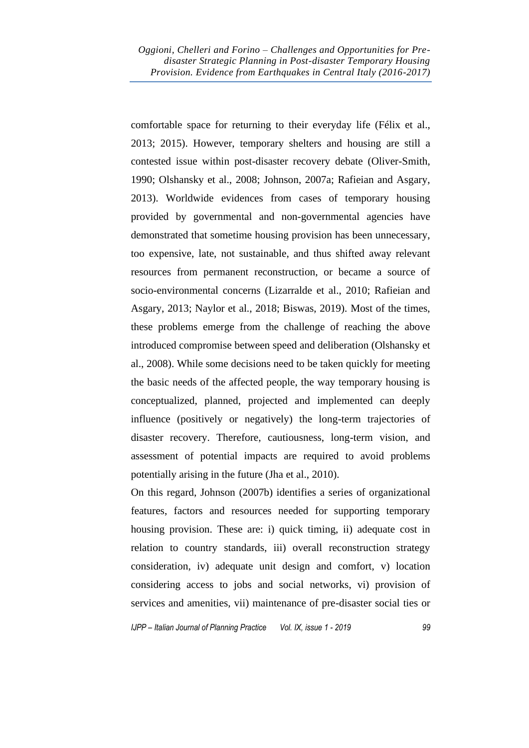comfortable space for returning to their everyday life (Félix et al., 2013; 2015). However, temporary shelters and housing are still a contested issue within post-disaster recovery debate (Oliver-Smith, 1990; Olshansky et al., 2008; Johnson, 2007a; Rafieian and Asgary, 2013). Worldwide evidences from cases of temporary housing provided by governmental and non-governmental agencies have demonstrated that sometime housing provision has been unnecessary, too expensive, late, not sustainable, and thus shifted away relevant resources from permanent reconstruction, or became a source of socio-environmental concerns (Lizarralde et al., 2010; Rafieian and Asgary, 2013; Naylor et al., 2018; Biswas, 2019). Most of the times, these problems emerge from the challenge of reaching the above introduced compromise between speed and deliberation (Olshansky et al., 2008). While some decisions need to be taken quickly for meeting the basic needs of the affected people, the way temporary housing is conceptualized, planned, projected and implemented can deeply influence (positively or negatively) the long-term trajectories of disaster recovery. Therefore, cautiousness, long-term vision, and assessment of potential impacts are required to avoid problems potentially arising in the future (Jha et al., 2010).

On this regard, Johnson (2007b) identifies a series of organizational features, factors and resources needed for supporting temporary housing provision. These are: i) quick timing, ii) adequate cost in relation to country standards, iii) overall reconstruction strategy consideration, iv) adequate unit design and comfort, v) location considering access to jobs and social networks, vi) provision of services and amenities, vii) maintenance of pre-disaster social ties or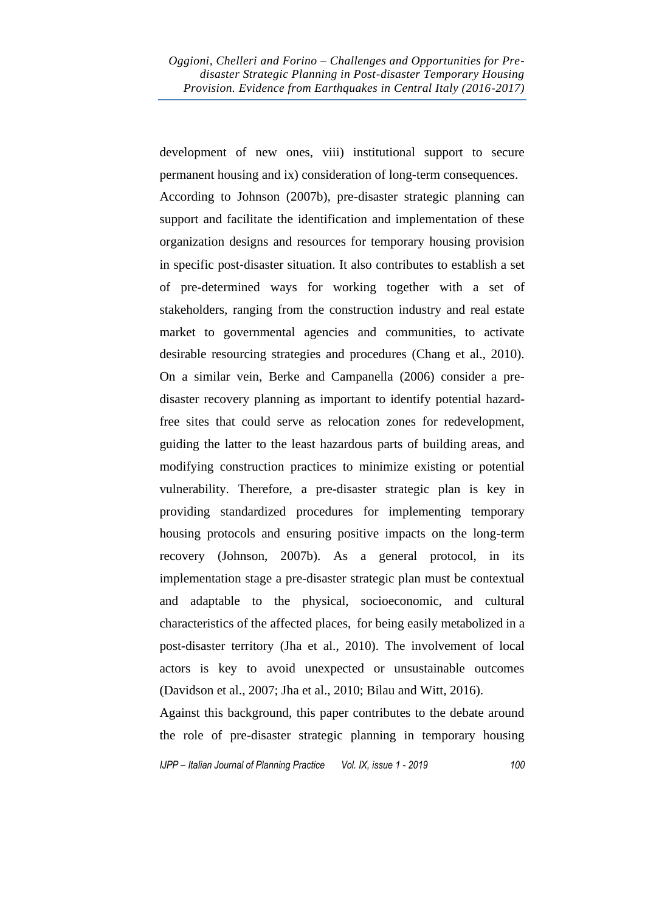development of new ones, viii) institutional support to secure permanent housing and ix) consideration of long-term consequences.

According to Johnson (2007b), pre-disaster strategic planning can support and facilitate the identification and implementation of these organization designs and resources for temporary housing provision in specific post-disaster situation. It also contributes to establish a set of pre-determined ways for working together with a set of stakeholders, ranging from the construction industry and real estate market to governmental agencies and communities, to activate desirable resourcing strategies and procedures (Chang et al., 2010). On a similar vein, Berke and Campanella (2006) consider a pre-disaster recovery planning as important to identify potential hazard-free sites that could serve as relocation zones for redevelopment, guiding the latter to the least hazardous parts of building areas, and modifying construction practices to minimize existing or potential vulnerability. Therefore, a pre-disaster strategic plan is key in providing standardized procedures for implementing temporary housing protocols and ensuring positive impacts on the long-term recovery (Johnson, 2007b). As a general protocol, in its implementation stage a pre-disaster strategic plan must be contextual and adaptable to the physical, socioeconomic, and cultural characteristics of the affected places, for being easily metabolized in a post-disaster territory (Jha et al., 2010). The involvement of local actors is key to avoid unexpected or unsustainable outcomes (Davidson et al., 2007; Jha et al., 2010; Bilau and Witt, 2016).

Against this background, this paper contributes to the debate around the role of pre-disaster strategic planning in temporary housing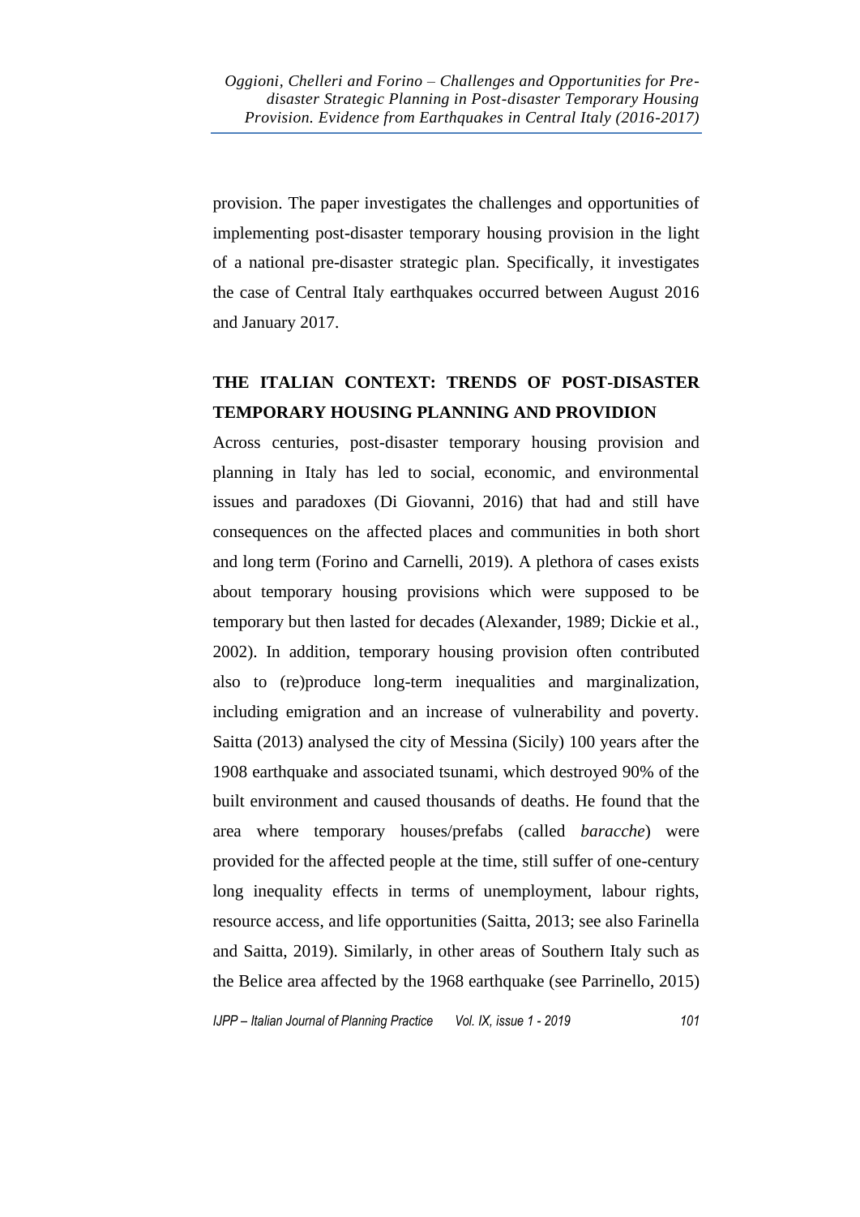provision. The paper investigates the challenges and opportunities of implementing post-disaster temporary housing provision in the light of a national pre-disaster strategic plan. Specifically, it investigates the case of Central Italy earthquakes occurred between August 2016 and January 2017.

## THE ITALIAN CONTEXT: TRENDS OF POST-DISASTER TEMPORARY HOUSING PLANNING AND PROVIDION

Across centuries, post-disaster temporary housing provision and planning in Italy has led to social, economic, and environmental issues and paradoxes (Di Giovanni, 2016) that had and still have consequences on the affected places and communities in both short and long term (Forino and Carnelli, 2019). A plethora of cases exists about temporary housing provisions which were supposed to be temporary but then lasted for decades (Alexander, 1989; Dickie et al., 2002). In addition, temporary housing provision often contributed also to (re)produce long-term inequalities and marginalization, including emigration and an increase of vulnerability and poverty. Saitta (2013) analysed the city of Messina (Sicily) 100 years after the 1908 earthquake and associated tsunami, which destroyed 90% of the built environment and caused thousands of deaths. He found that the area where temporary houses/prefabs (called *baracche*) were provided for the affected people at the time, still suffer of one-century long inequality effects in terms of unemployment, labour rights, resource access, and life opportunities (Saitta, 2013; see also Farinella and Saitta, 2019). Similarly, in other areas of Southern Italy such as the Belice area affected by the 1968 earthquake (see Parrinello, 2015)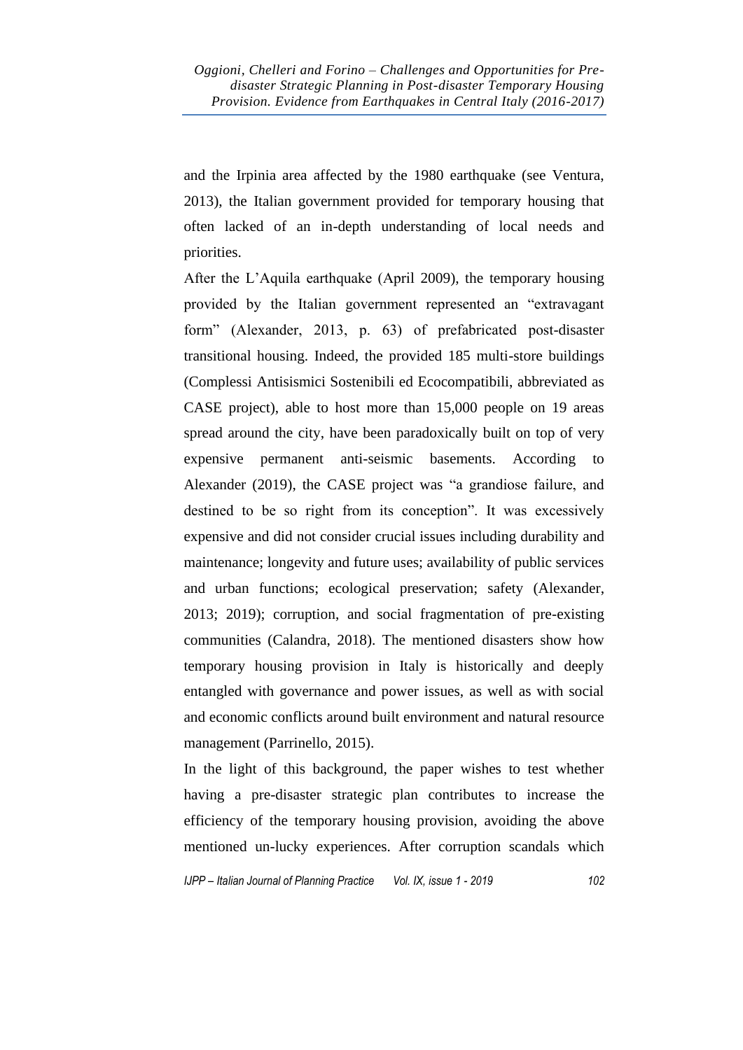and the Irpinia area affected by the 1980 earthquake (see Ventura, 2013), the Italian government provided for temporary housing that often lacked of an in-depth understanding of local needs and priorities.

After the L'Aquila earthquake (April 2009), the temporary housing provided by the Italian government represented an "extravagant form" (Alexander, 2013, p. 63) of prefabricated post-disaster transitional housing. Indeed, the provided 185 multi-store buildings (Complessi Antisismici Sostenibili ed Ecocompatibili, abbreviated as CASE project), able to host more than 15,000 people on 19 areas spread around the city, have been paradoxically built on top of very expensive permanent anti-seismic basements. According to Alexander (2019), the CASE project was "a grandiose failure, and destined to be so right from its conception". It was excessively expensive and did not consider crucial issues including durability and maintenance; longevity and future uses; availability of public services and urban functions; ecological preservation; safety (Alexander, 2013; 2019); corruption, and social fragmentation of pre-existing communities (Calandra, 2018). The mentioned disasters show how temporary housing provision in Italy is historically and deeply entangled with governance and power issues, as well as with social and economic conflicts around built environment and natural resource management (Parrinello, 2015).

In the light of this background, the paper wishes to test whether having a pre-disaster strategic plan contributes to increase the efficiency of the temporary housing provision, avoiding the above mentioned un-lucky experiences. After corruption scandals which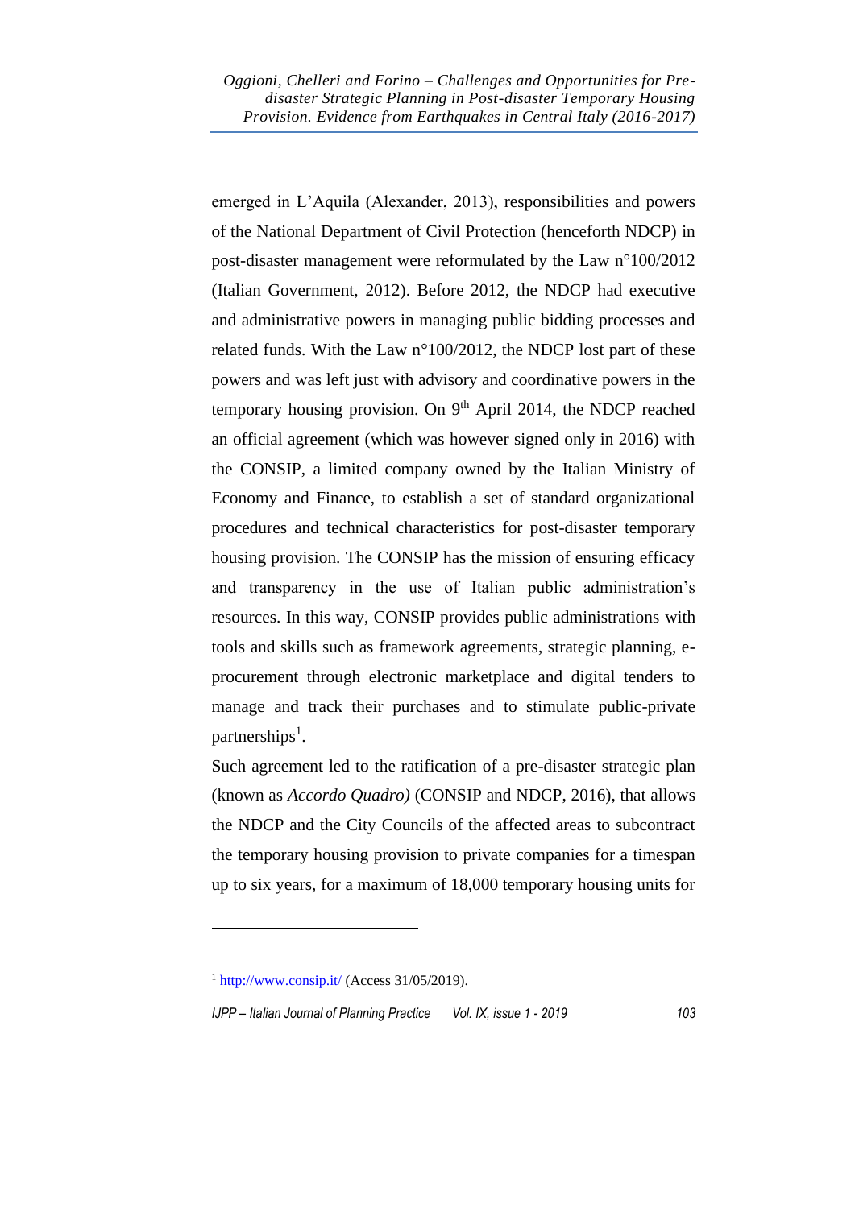emerged in L'Aquila (Alexander, 2013), responsibilities and powers of the National Department of Civil Protection (henceforth NDCP) in post-disaster management were reformulated by the Law n°100/2012 (Italian Government, 2012). Before 2012, the NDCP had executive and administrative powers in managing public bidding processes and related funds. With the Law n°100/2012, the NDCP lost part of these powers and was left just with advisory and coordinative powers in the temporary housing provision. On 9th April 2014, the NDCP reached an official agreement (which was however signed only in 2016) with the CONSIP, a limited company owned by the Italian Ministry of Economy and Finance, to establish a set of standard organizational procedures and technical characteristics for post-disaster temporary housing provision. The CONSIP has the mission of ensuring efficacy and transparency in the use of Italian public administration's resources. In this way, CONSIP provides public administrations with tools and skills such as framework agreements, strategic planning, e-procurement through electronic marketplace and digital tenders to manage and track their purchases and to stimulate public-private partnerships[1].

Such agreement led to the ratification of a pre-disaster strategic plan (known as *Accordo Quadro)* (CONSIP and NDCP, 2016), that allows the NDCP and the City Councils of the affected areas to subcontract the temporary housing provision to private companies for a timespan up to six years, for a maximum of 18,000 temporary housing units for

[1] http://www.consip.it/ (Access 31/05/2019).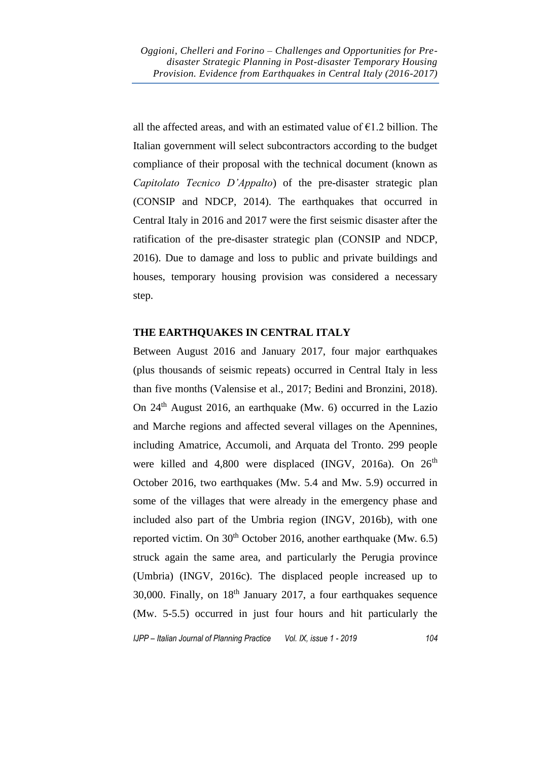all the affected areas, and with an estimated value of €1.2 billion. The Italian government will select subcontractors according to the budget compliance of their proposal with the technical document (known as *Capitolato Tecnico D'Appalto*) of the pre-disaster strategic plan (CONSIP and NDCP, 2014). The earthquakes that occurred in Central Italy in 2016 and 2017 were the first seismic disaster after the ratification of the pre-disaster strategic plan (CONSIP and NDCP, 2016). Due to damage and loss to public and private buildings and houses, temporary housing provision was considered a necessary step.

## THE EARTHQUAKES IN CENTRAL ITALY

Between August 2016 and January 2017, four major earthquakes (plus thousands of seismic repeats) occurred in Central Italy in less than five months (Valensise et al., 2017; Bedini and Bronzini, 2018). On 24th August 2016, an earthquake (Mw. 6) occurred in the Lazio and Marche regions and affected several villages on the Apennines, including Amatrice, Accumoli, and Arquata del Tronto. 299 people were killed and 4,800 were displaced (INGV, 2016a). On 26th October 2016, two earthquakes (Mw. 5.4 and Mw. 5.9) occurred in some of the villages that were already in the emergency phase and included also part of the Umbria region (INGV, 2016b), with one reported victim. On 30th October 2016, another earthquake (Mw. 6.5) struck again the same area, and particularly the Perugia province (Umbria) (INGV, 2016c). The displaced people increased up to 30,000. Finally, on 18th January 2017, a four earthquakes sequence (Mw. 5-5.5) occurred in just four hours and hit particularly the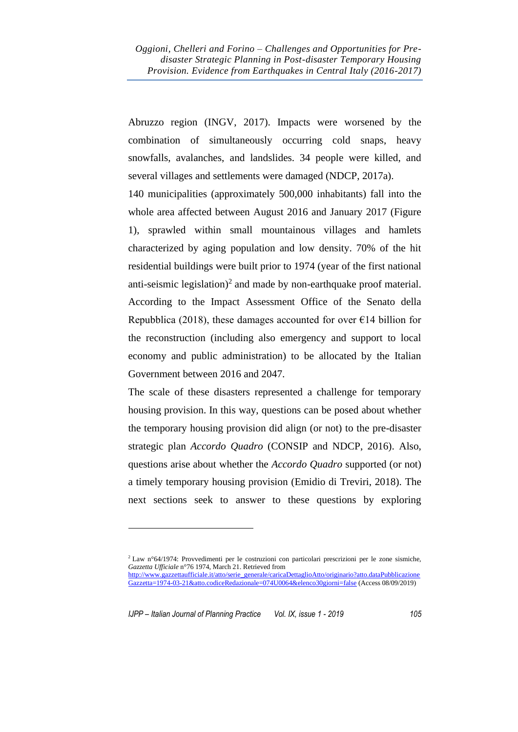Abruzzo region (INGV, 2017). Impacts were worsened by the combination of simultaneously occurring cold snaps, heavy snowfalls, avalanches, and landslides. 34 people were killed, and several villages and settlements were damaged (NDCP, 2017a).

140 municipalities (approximately 500,000 inhabitants) fall into the whole area affected between August 2016 and January 2017 (Figure 1), sprawled within small mountainous villages and hamlets characterized by aging population and low density. 70% of the hit residential buildings were built prior to 1974 (year of the first national anti-seismic legislation)[2] and made by non-earthquake proof material. According to the Impact Assessment Office of the Senato della Repubblica (2018), these damages accounted for over €14 billion for the reconstruction (including also emergency and support to local economy and public administration) to be allocated by the Italian Government between 2016 and 2047.

The scale of these disasters represented a challenge for temporary housing provision. In this way, questions can be posed about whether the temporary housing provision did align (or not) to the pre-disaster strategic plan *Accordo Quadro* (CONSIP and NDCP, 2016). Also, questions arise about whether the *Accordo Quadro* supported (or not) a timely temporary housing provision (Emidio di Treviri, 2018). The next sections seek to answer to these questions by exploring

---

[2] Law n°64/1974: Provvedimenti per le costruzioni con particolari prescrizioni per le zone sismiche, *Gazzetta Ufficiale* n°76 1974, March 21. Retrieved from http://www.gazzettaufficiale.it/atto/serie_generale/caricaDettaglioAtto/originario?atto.dataPubblicazioneGazzetta=1974-03-21&atto.codiceRedazionale=074U0064&elenco30giorni=false (Access 08/09/2019)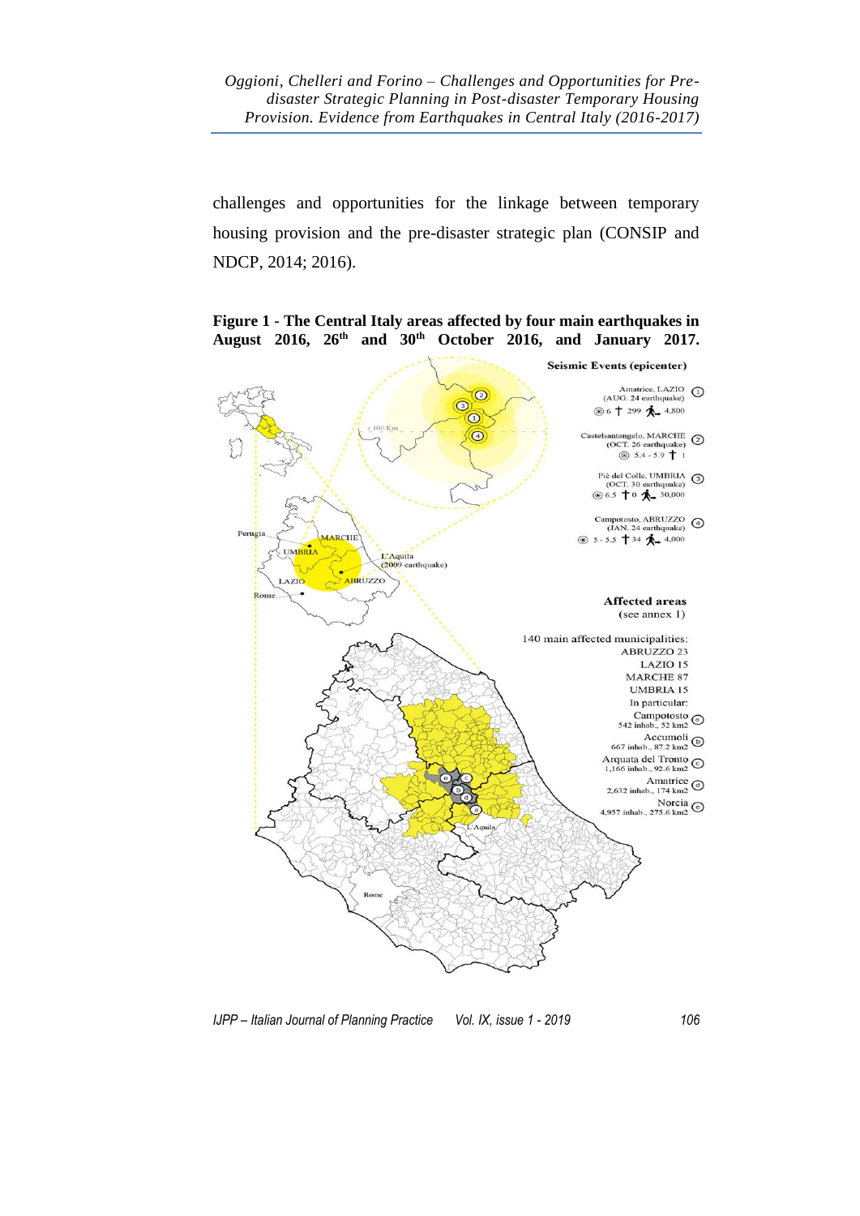challenges and opportunities for the linkage between temporary housing provision and the pre-disaster strategic plan (CONSIP and NDCP, 2014; 2016).

**Figure 1 - The Central Italy areas affected by four main earthquakes in August 2016, 26th and 30th October 2016, and January 2017.**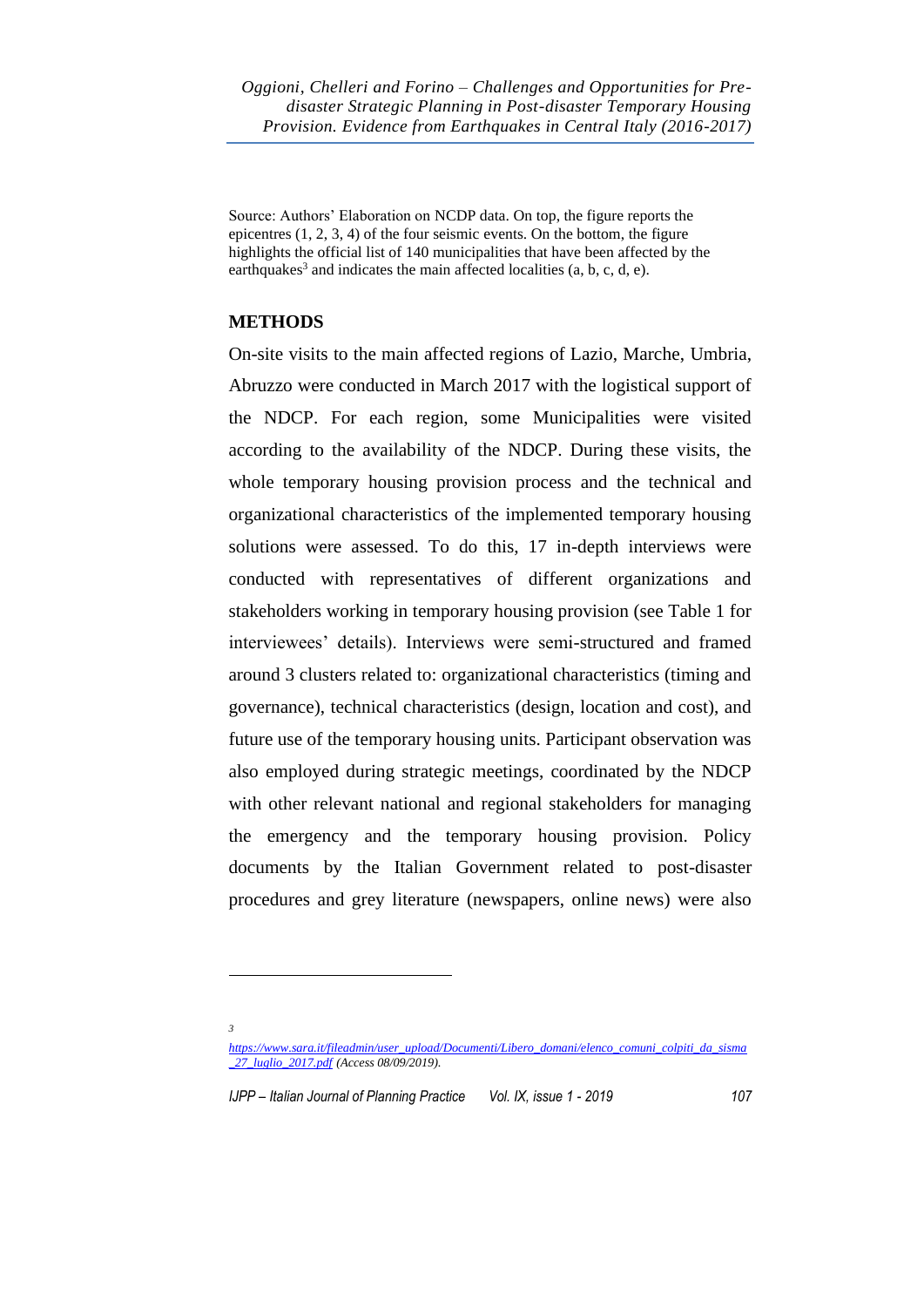Source: Authors' Elaboration on NCDP data. On top, the figure reports the epicentres (1, 2, 3, 4) of the four seismic events. On the bottom, the figure highlights the official list of 140 municipalities that have been affected by the earthquakes[3] and indicates the main affected localities (a, b, c, d, e).

## METHODS

On-site visits to the main affected regions of Lazio, Marche, Umbria, Abruzzo were conducted in March 2017 with the logistical support of the NDCP. For each region, some Municipalities were visited according to the availability of the NDCP. During these visits, the whole temporary housing provision process and the technical and organizational characteristics of the implemented temporary housing solutions were assessed. To do this, 17 in-depth interviews were conducted with representatives of different organizations and stakeholders working in temporary housing provision (see Table 1 for interviewees' details). Interviews were semi-structured and framed around 3 clusters related to: organizational characteristics (timing and governance), technical characteristics (design, location and cost), and future use of the temporary housing units. Participant observation was also employed during strategic meetings, coordinated by the NDCP with other relevant national and regional stakeholders for managing the emergency and the temporary housing provision. Policy documents by the Italian Government related to post-disaster procedures and grey literature (newspapers, online news) were also

---

[3] *https://www.sara.it/fileadmin/user_upload/Documenti/Libero_domani/elenco_comuni_colpiti_da_sisma_27_luglio_2017.pdf (Access 08/09/2019).*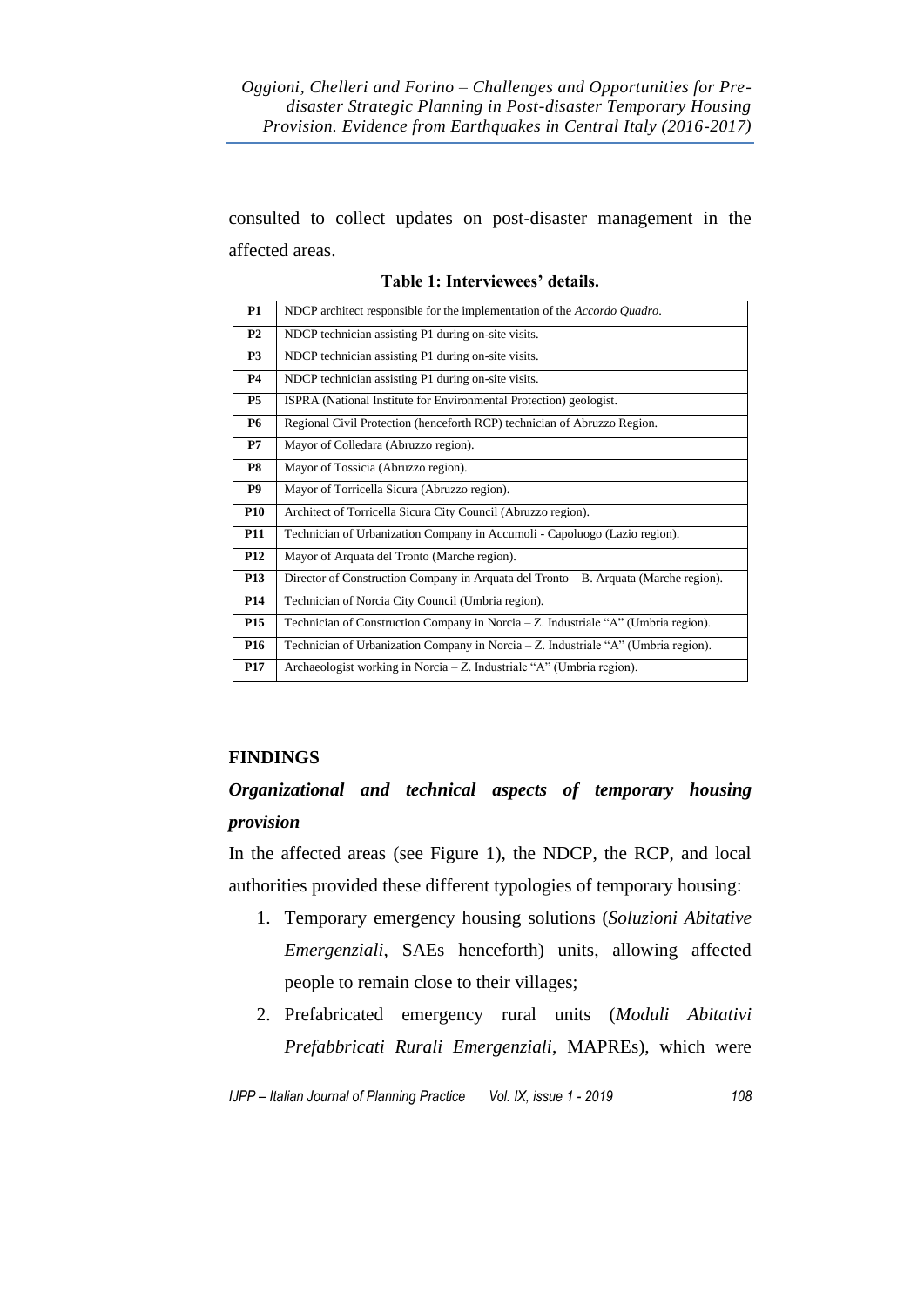consulted to collect updates on post-disaster management in the affected areas.

**Table 1: Interviewees' details.**

| | |
|---|---|
| **P1** | NDCP architect responsible for the implementation of the *Accordo Quadro*. |
| **P2** | NDCP technician assisting P1 during on-site visits. |
| **P3** | NDCP technician assisting P1 during on-site visits. |
| **P4** | NDCP technician assisting P1 during on-site visits. |
| **P5** | ISPRA (National Institute for Environmental Protection) geologist. |
| **P6** | Regional Civil Protection (henceforth RCP) technician of Abruzzo Region. |
| **P7** | Mayor of Colledara (Abruzzo region). |
| **P8** | Mayor of Tossicia (Abruzzo region). |
| **P9** | Mayor of Torricella Sicura (Abruzzo region). |
| **P10** | Architect of Torricella Sicura City Council (Abruzzo region). |
| **P11** | Technician of Urbanization Company in Accumoli - Capoluogo (Lazio region). |
| **P12** | Mayor of Arquata del Tronto (Marche region). |
| **P13** | Director of Construction Company in Arquata del Tronto – B. Arquata (Marche region). |
| **P14** | Technician of Norcia City Council (Umbria region). |
| **P15** | Technician of Construction Company in Norcia – Z. Industriale "A" (Umbria region). |
| **P16** | Technician of Urbanization Company in Norcia – Z. Industriale "A" (Umbria region). |
| **P17** | Archaeologist working in Norcia – Z. Industriale "A" (Umbria region). |

## FINDINGS

### *Organizational and technical aspects of temporary housing provision*

In the affected areas (see Figure 1), the NDCP, the RCP, and local authorities provided these different typologies of temporary housing:

1. Temporary emergency housing solutions (*Soluzioni Abitative Emergenziali*, SAEs henceforth) units, allowing affected people to remain close to their villages;
2. Prefabricated emergency rural units (*Moduli Abitativi Prefabbricati Rurali Emergenziali*, MAPREs), which were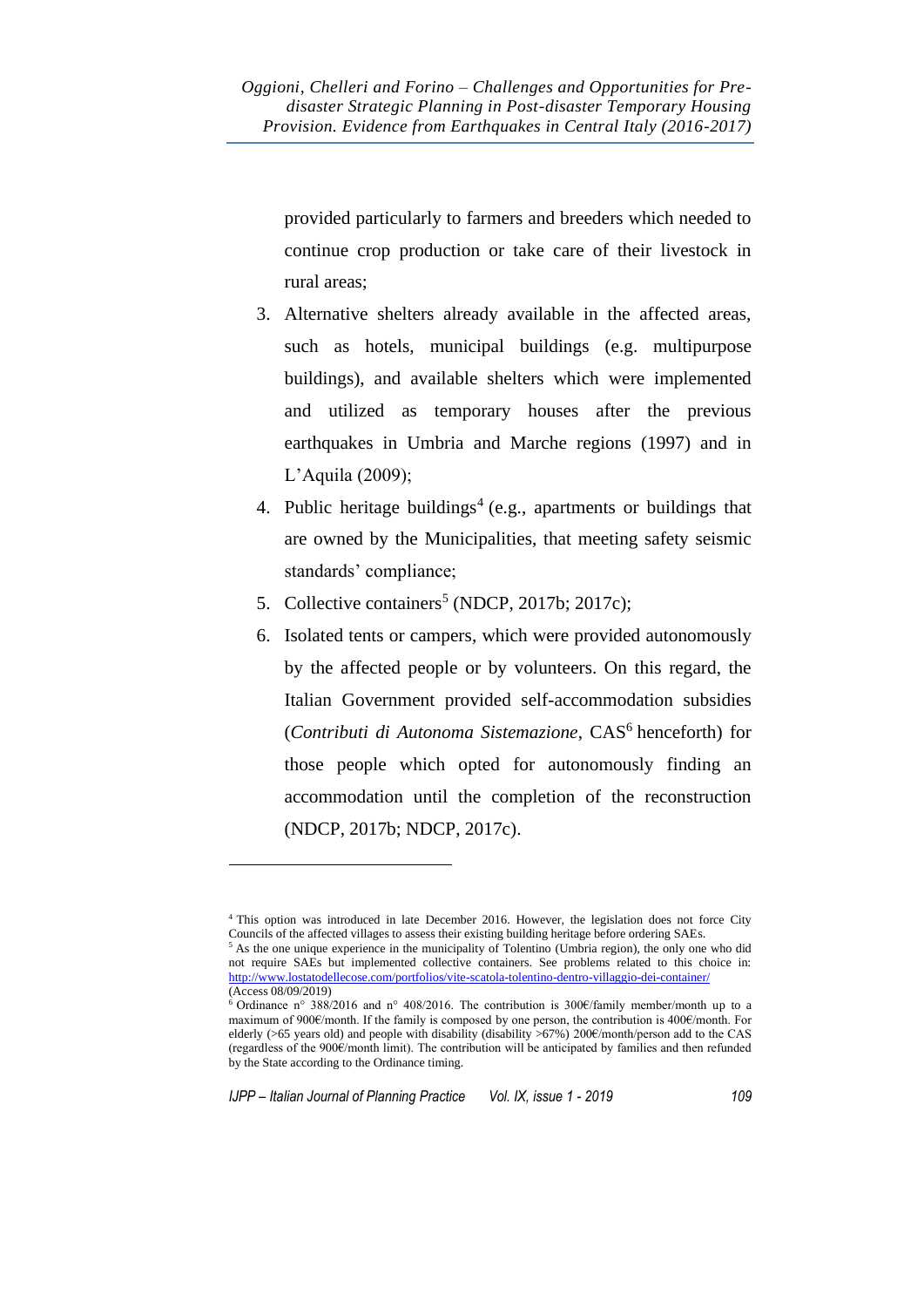provided particularly to farmers and breeders which needed to continue crop production or take care of their livestock in rural areas;

3. Alternative shelters already available in the affected areas, such as hotels, municipal buildings (e.g. multipurpose buildings), and available shelters which were implemented and utilized as temporary houses after the previous earthquakes in Umbria and Marche regions (1997) and in L'Aquila (2009);
4. Public heritage buildings[4] (e.g., apartments or buildings that are owned by the Municipalities, that meeting safety seismic standards' compliance;
5. Collective containers[5] (NDCP, 2017b; 2017c);
6. Isolated tents or campers, which were provided autonomously by the affected people or by volunteers. On this regard, the Italian Government provided self-accommodation subsidies (*Contributi di Autonoma Sistemazione*, CAS[6] henceforth) for those people which opted for autonomously finding an accommodation until the completion of the reconstruction (NDCP, 2017b; NDCP, 2017c).

---

[4] This option was introduced in late December 2016. However, the legislation does not force City Councils of the affected villages to assess their existing building heritage before ordering SAEs.

[5] As the one unique experience in the municipality of Tolentino (Umbria region), the only one who did not require SAEs but implemented collective containers. See problems related to this choice in: http://www.lostatodellecose.com/portfolios/vite-scatola-tolentino-dentro-villaggio-dei-container/ (Access 08/09/2019)

[6] Ordinance n° 388/2016 and n° 408/2016. The contribution is 300€/family member/month up to a maximum of 900€/month. If the family is composed by one person, the contribution is 400€/month. For elderly (>65 years old) and people with disability (disability >67%) 200€/month/person add to the CAS (regardless of the 900€/month limit). The contribution will be anticipated by families and then refunded by the State according to the Ordinance timing.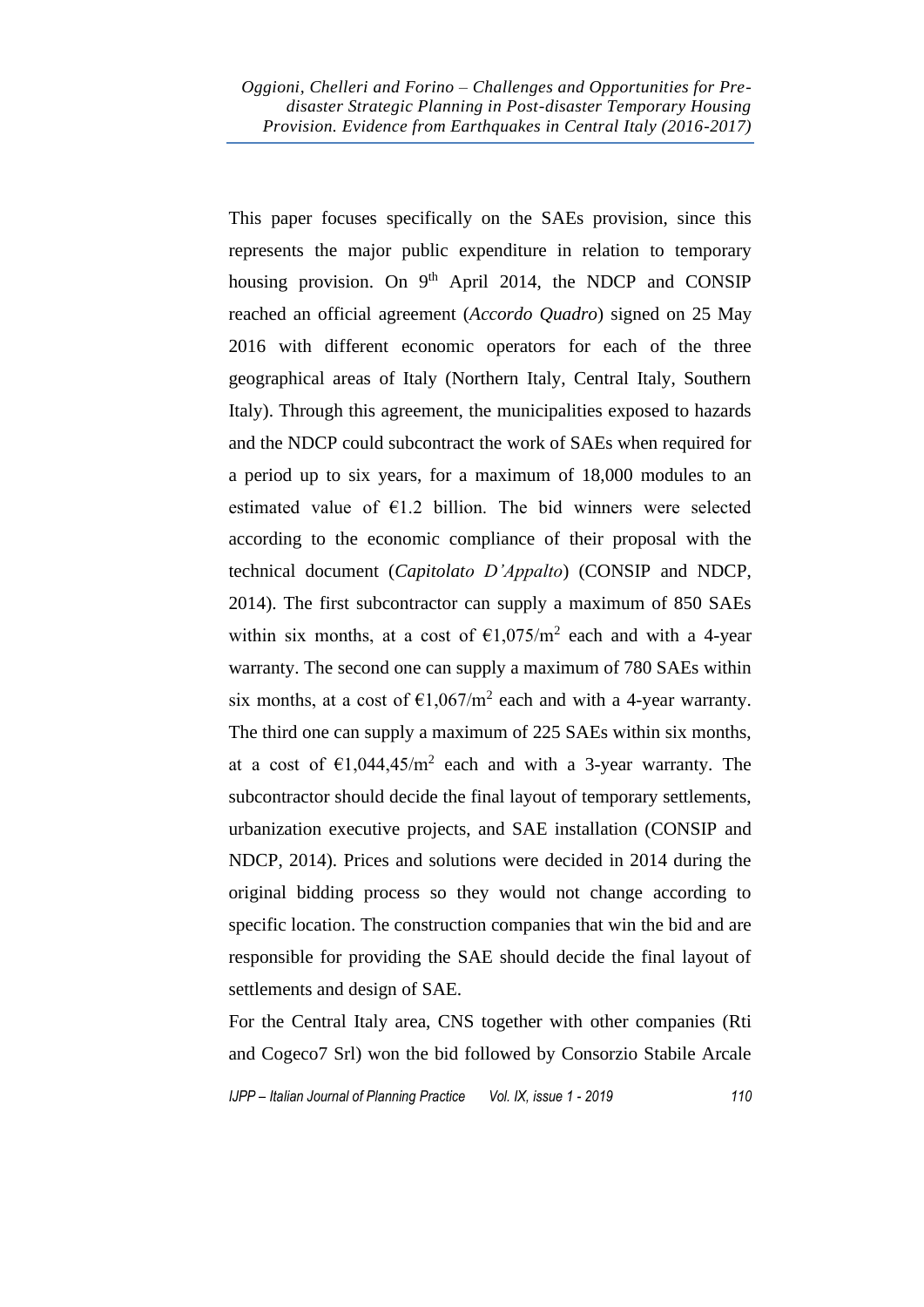This paper focuses specifically on the SAEs provision, since this represents the major public expenditure in relation to temporary housing provision. On 9th April 2014, the NDCP and CONSIP reached an official agreement (*Accordo Quadro*) signed on 25 May 2016 with different economic operators for each of the three geographical areas of Italy (Northern Italy, Central Italy, Southern Italy). Through this agreement, the municipalities exposed to hazards and the NDCP could subcontract the work of SAEs when required for a period up to six years, for a maximum of 18,000 modules to an estimated value of €1.2 billion. The bid winners were selected according to the economic compliance of their proposal with the technical document (*Capitolato D'Appalto*) (CONSIP and NDCP, 2014). The first subcontractor can supply a maximum of 850 SAEs within six months, at a cost of €1,075/m$^2$ each and with a 4-year warranty. The second one can supply a maximum of 780 SAEs within six months, at a cost of €1,067/m$^2$ each and with a 4-year warranty. The third one can supply a maximum of 225 SAEs within six months, at a cost of €1,044,45/m$^2$ each and with a 3-year warranty. The subcontractor should decide the final layout of temporary settlements, urbanization executive projects, and SAE installation (CONSIP and NDCP, 2014). Prices and solutions were decided in 2014 during the original bidding process so they would not change according to specific location. The construction companies that win the bid and are responsible for providing the SAE should decide the final layout of settlements and design of SAE.

For the Central Italy area, CNS together with other companies (Rti and Cogeco7 Srl) won the bid followed by Consorzio Stabile Arcale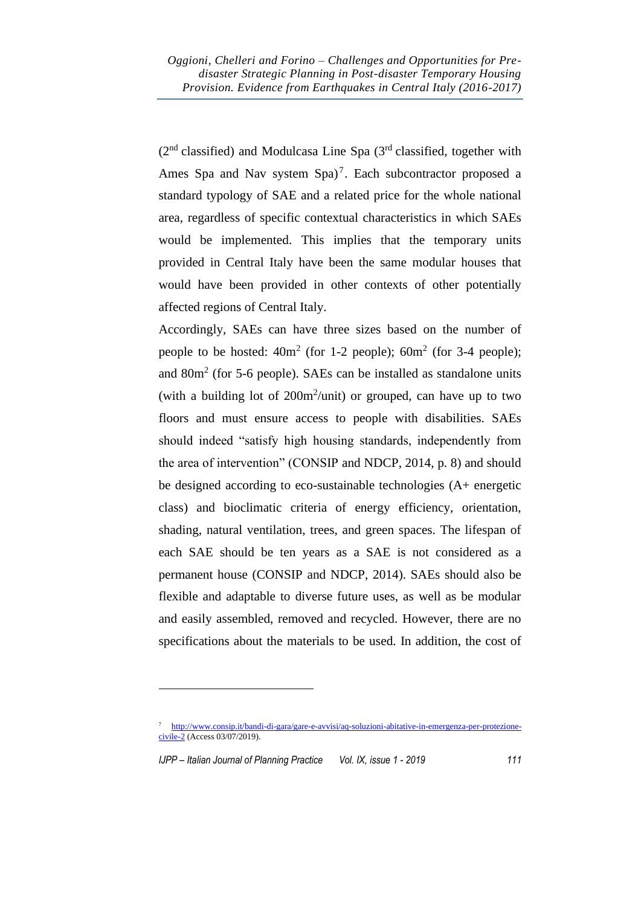(2nd classified) and Modulcasa Line Spa (3rd classified, together with Ames Spa and Nav system Spa)[7]. Each subcontractor proposed a standard typology of SAE and a related price for the whole national area, regardless of specific contextual characteristics in which SAEs would be implemented. This implies that the temporary units provided in Central Italy have been the same modular houses that would have been provided in other contexts of other potentially affected regions of Central Italy.

Accordingly, SAEs can have three sizes based on the number of people to be hosted: 40m$^2$ (for 1-2 people); 60m$^2$ (for 3-4 people); and 80m$^2$ (for 5-6 people). SAEs can be installed as standalone units (with a building lot of 200m$^2$/unit) or grouped, can have up to two floors and must ensure access to people with disabilities. SAEs should indeed "satisfy high housing standards, independently from the area of intervention" (CONSIP and NDCP, 2014, p. 8) and should be designed according to eco-sustainable technologies (A+ energetic class) and bioclimatic criteria of energy efficiency, orientation, shading, natural ventilation, trees, and green spaces. The lifespan of each SAE should be ten years as a SAE is not considered as a permanent house (CONSIP and NDCP, 2014). SAEs should also be flexible and adaptable to diverse future uses, as well as be modular and easily assembled, removed and recycled. However, there are no specifications about the materials to be used. In addition, the cost of

---

[7] http://www.consip.it/bandi-di-gara/gare-e-avvisi/aq-soluzioni-abitative-in-emergenza-per-protezione-civile-2 (Access 03/07/2019).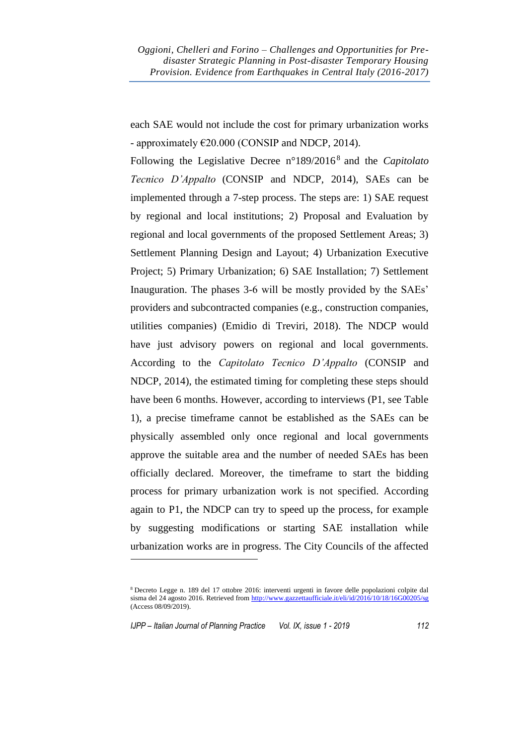each SAE would not include the cost for primary urbanization works - approximately €20.000 (CONSIP and NDCP, 2014).

Following the Legislative Decree n°189/2016[8] and the *Capitolato Tecnico D'Appalto* (CONSIP and NDCP, 2014), SAEs can be implemented through a 7-step process. The steps are: 1) SAE request by regional and local institutions; 2) Proposal and Evaluation by regional and local governments of the proposed Settlement Areas; 3) Settlement Planning Design and Layout; 4) Urbanization Executive Project; 5) Primary Urbanization; 6) SAE Installation; 7) Settlement Inauguration. The phases 3-6 will be mostly provided by the SAEs' providers and subcontracted companies (e.g., construction companies, utilities companies) (Emidio di Treviri, 2018). The NDCP would have just advisory powers on regional and local governments. According to the *Capitolato Tecnico D'Appalto* (CONSIP and NDCP, 2014), the estimated timing for completing these steps should have been 6 months. However, according to interviews (P1, see Table 1), a precise timeframe cannot be established as the SAEs can be physically assembled only once regional and local governments approve the suitable area and the number of needed SAEs has been officially declared. Moreover, the timeframe to start the bidding process for primary urbanization work is not specified. According again to P1, the NDCP can try to speed up the process, for example by suggesting modifications or starting SAE installation while urbanization works are in progress. The City Councils of the affected

---

[8] Decreto Legge n. 189 del 17 ottobre 2016: interventi urgenti in favore delle popolazioni colpite dal sisma del 24 agosto 2016. Retrieved from http://www.gazzettaufficiale.it/eli/id/2016/10/18/16G00205/sg (Access 08/09/2019).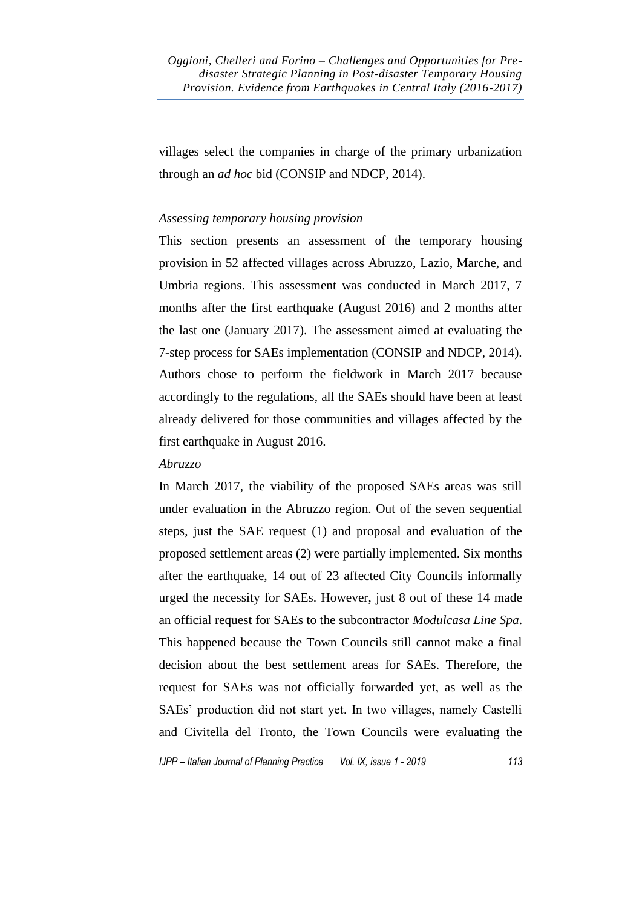villages select the companies in charge of the primary urbanization through an *ad hoc* bid (CONSIP and NDCP, 2014).

*Assessing temporary housing provision*

This section presents an assessment of the temporary housing provision in 52 affected villages across Abruzzo, Lazio, Marche, and Umbria regions. This assessment was conducted in March 2017, 7 months after the first earthquake (August 2016) and 2 months after the last one (January 2017). The assessment aimed at evaluating the 7-step process for SAEs implementation (CONSIP and NDCP, 2014). Authors chose to perform the fieldwork in March 2017 because accordingly to the regulations, all the SAEs should have been at least already delivered for those communities and villages affected by the first earthquake in August 2016.

*Abruzzo*

In March 2017, the viability of the proposed SAEs areas was still under evaluation in the Abruzzo region. Out of the seven sequential steps, just the SAE request (1) and proposal and evaluation of the proposed settlement areas (2) were partially implemented. Six months after the earthquake, 14 out of 23 affected City Councils informally urged the necessity for SAEs. However, just 8 out of these 14 made an official request for SAEs to the subcontractor *Modulcasa Line Spa*. This happened because the Town Councils still cannot make a final decision about the best settlement areas for SAEs. Therefore, the request for SAEs was not officially forwarded yet, as well as the SAEs' production did not start yet. In two villages, namely Castelli and Civitella del Tronto, the Town Councils were evaluating the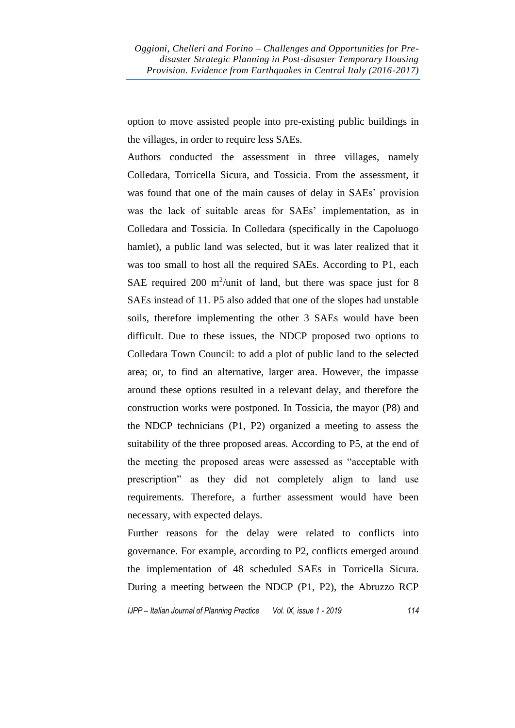option to move assisted people into pre-existing public buildings in the villages, in order to require less SAEs.

Authors conducted the assessment in three villages, namely Colledara, Torricella Sicura, and Tossicia. From the assessment, it was found that one of the main causes of delay in SAEs' provision was the lack of suitable areas for SAEs' implementation, as in Colledara and Tossicia. In Colledara (specifically in the Capoluogo hamlet), a public land was selected, but it was later realized that it was too small to host all the required SAEs. According to P1, each SAE required 200 $m^2$/unit of land, but there was space just for 8 SAEs instead of 11. P5 also added that one of the slopes had unstable soils, therefore implementing the other 3 SAEs would have been difficult. Due to these issues, the NDCP proposed two options to Colledara Town Council: to add a plot of public land to the selected area; or, to find an alternative, larger area. However, the impasse around these options resulted in a relevant delay, and therefore the construction works were postponed. In Tossicia, the mayor (P8) and the NDCP technicians (P1, P2) organized a meeting to assess the suitability of the three proposed areas. According to P5, at the end of the meeting the proposed areas were assessed as "acceptable with prescription" as they did not completely align to land use requirements. Therefore, a further assessment would have been necessary, with expected delays.

Further reasons for the delay were related to conflicts into governance. For example, according to P2, conflicts emerged around the implementation of 48 scheduled SAEs in Torricella Sicura. During a meeting between the NDCP (P1, P2), the Abruzzo RCP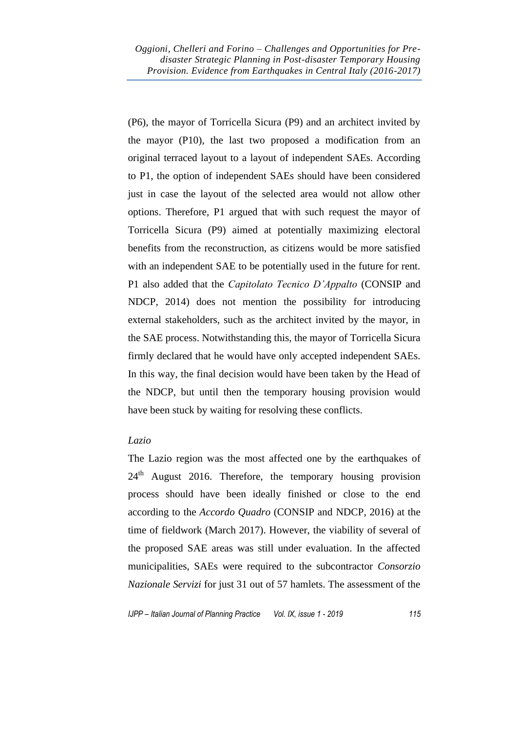(P6), the mayor of Torricella Sicura (P9) and an architect invited by the mayor (P10), the last two proposed a modification from an original terraced layout to a layout of independent SAEs. According to P1, the option of independent SAEs should have been considered just in case the layout of the selected area would not allow other options. Therefore, P1 argued that with such request the mayor of Torricella Sicura (P9) aimed at potentially maximizing electoral benefits from the reconstruction, as citizens would be more satisfied with an independent SAE to be potentially used in the future for rent. P1 also added that the *Capitolato Tecnico D'Appalto* (CONSIP and NDCP, 2014) does not mention the possibility for introducing external stakeholders, such as the architect invited by the mayor, in the SAE process. Notwithstanding this, the mayor of Torricella Sicura firmly declared that he would have only accepted independent SAEs. In this way, the final decision would have been taken by the Head of the NDCP, but until then the temporary housing provision would have been stuck by waiting for resolving these conflicts.

*Lazio*

The Lazio region was the most affected one by the earthquakes of 24th August 2016. Therefore, the temporary housing provision process should have been ideally finished or close to the end according to the *Accordo Quadro* (CONSIP and NDCP, 2016) at the time of fieldwork (March 2017). However, the viability of several of the proposed SAE areas was still under evaluation. In the affected municipalities, SAEs were required to the subcontractor *Consorzio Nazionale Servizi* for just 31 out of 57 hamlets. The assessment of the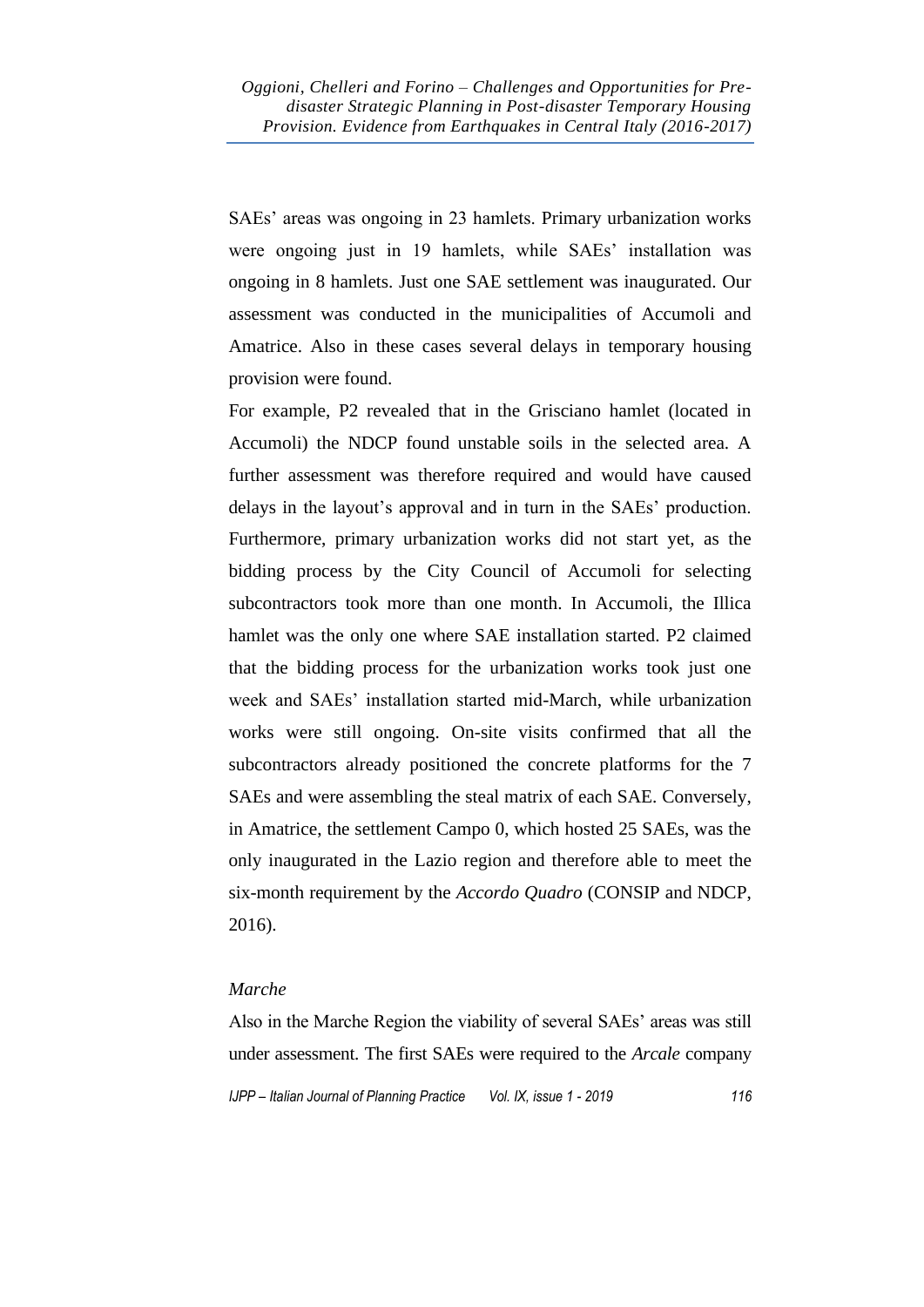SAEs' areas was ongoing in 23 hamlets. Primary urbanization works were ongoing just in 19 hamlets, while SAEs' installation was ongoing in 8 hamlets. Just one SAE settlement was inaugurated. Our assessment was conducted in the municipalities of Accumoli and Amatrice. Also in these cases several delays in temporary housing provision were found.

For example, P2 revealed that in the Grisciano hamlet (located in Accumoli) the NDCP found unstable soils in the selected area. A further assessment was therefore required and would have caused delays in the layout's approval and in turn in the SAEs' production. Furthermore, primary urbanization works did not start yet, as the bidding process by the City Council of Accumoli for selecting subcontractors took more than one month. In Accumoli, the Illica hamlet was the only one where SAE installation started. P2 claimed that the bidding process for the urbanization works took just one week and SAEs' installation started mid-March, while urbanization works were still ongoing. On-site visits confirmed that all the subcontractors already positioned the concrete platforms for the 7 SAEs and were assembling the steal matrix of each SAE. Conversely, in Amatrice, the settlement Campo 0, which hosted 25 SAEs, was the only inaugurated in the Lazio region and therefore able to meet the six-month requirement by the *Accordo Quadro* (CONSIP and NDCP, 2016).

*Marche*

Also in the Marche Region the viability of several SAEs' areas was still under assessment. The first SAEs were required to the *Arcale* company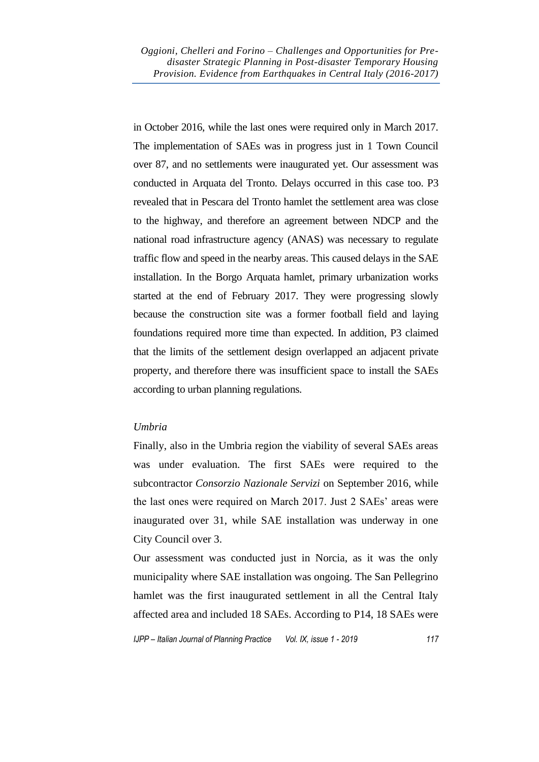in October 2016, while the last ones were required only in March 2017. The implementation of SAEs was in progress just in 1 Town Council over 87, and no settlements were inaugurated yet. Our assessment was conducted in Arquata del Tronto. Delays occurred in this case too. P3 revealed that in Pescara del Tronto hamlet the settlement area was close to the highway, and therefore an agreement between NDCP and the national road infrastructure agency (ANAS) was necessary to regulate traffic flow and speed in the nearby areas. This caused delays in the SAE installation. In the Borgo Arquata hamlet, primary urbanization works started at the end of February 2017. They were progressing slowly because the construction site was a former football field and laying foundations required more time than expected. In addition, P3 claimed that the limits of the settlement design overlapped an adjacent private property, and therefore there was insufficient space to install the SAEs according to urban planning regulations.

*Umbria*

Finally, also in the Umbria region the viability of several SAEs areas was under evaluation. The first SAEs were required to the subcontractor *Consorzio Nazionale Servizi* on September 2016, while the last ones were required on March 2017. Just 2 SAEs' areas were inaugurated over 31, while SAE installation was underway in one City Council over 3.

Our assessment was conducted just in Norcia, as it was the only municipality where SAE installation was ongoing. The San Pellegrino hamlet was the first inaugurated settlement in all the Central Italy affected area and included 18 SAEs. According to P14, 18 SAEs were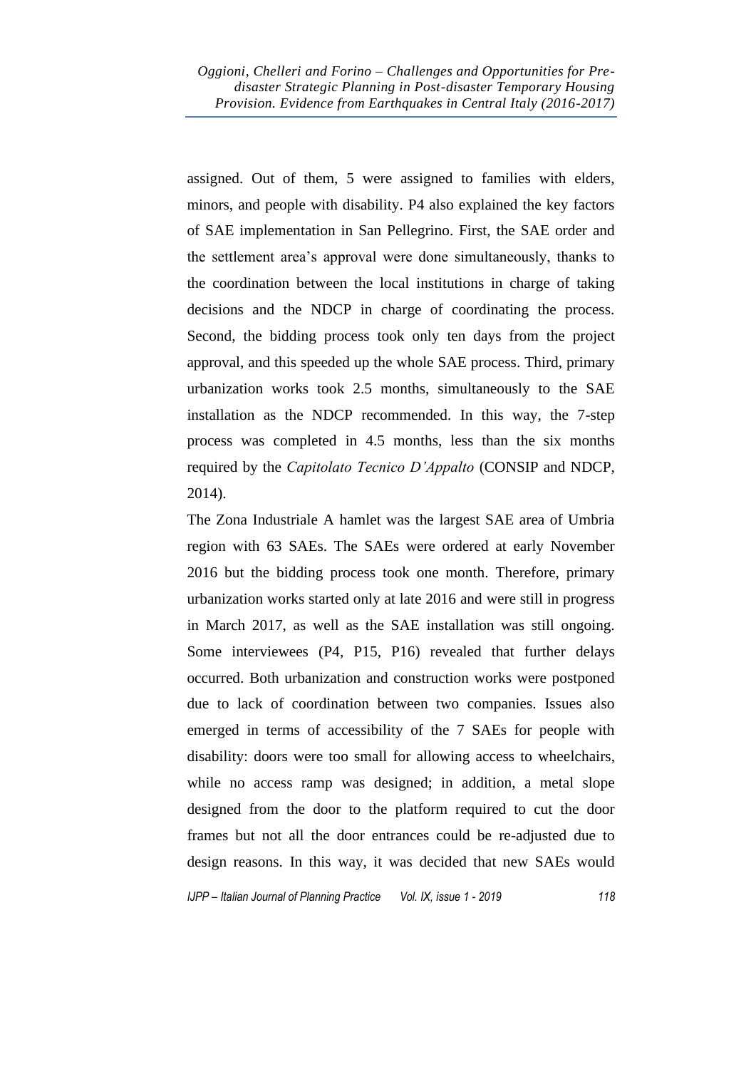assigned. Out of them, 5 were assigned to families with elders, minors, and people with disability. P4 also explained the key factors of SAE implementation in San Pellegrino. First, the SAE order and the settlement area's approval were done simultaneously, thanks to the coordination between the local institutions in charge of taking decisions and the NDCP in charge of coordinating the process. Second, the bidding process took only ten days from the project approval, and this speeded up the whole SAE process. Third, primary urbanization works took 2.5 months, simultaneously to the SAE installation as the NDCP recommended. In this way, the 7-step process was completed in 4.5 months, less than the six months required by the *Capitolato Tecnico D'Appalto* (CONSIP and NDCP, 2014).

The Zona Industriale A hamlet was the largest SAE area of Umbria region with 63 SAEs. The SAEs were ordered at early November 2016 but the bidding process took one month. Therefore, primary urbanization works started only at late 2016 and were still in progress in March 2017, as well as the SAE installation was still ongoing. Some interviewees (P4, P15, P16) revealed that further delays occurred. Both urbanization and construction works were postponed due to lack of coordination between two companies. Issues also emerged in terms of accessibility of the 7 SAEs for people with disability: doors were too small for allowing access to wheelchairs, while no access ramp was designed; in addition, a metal slope designed from the door to the platform required to cut the door frames but not all the door entrances could be re-adjusted due to design reasons. In this way, it was decided that new SAEs would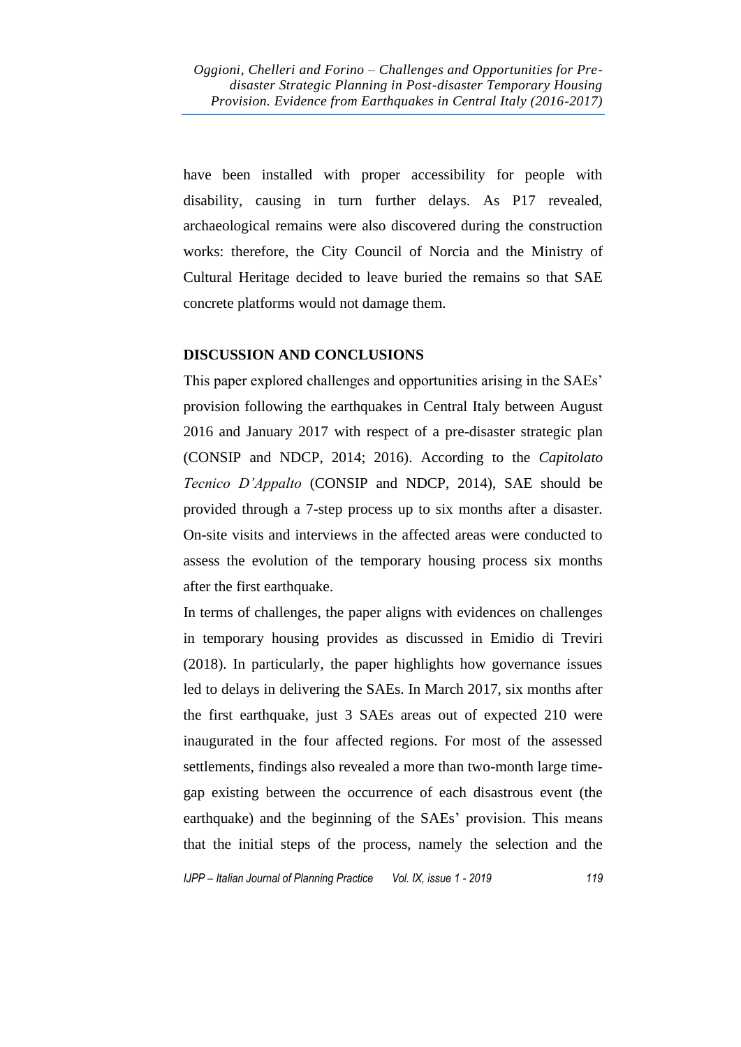have been installed with proper accessibility for people with disability, causing in turn further delays. As P17 revealed, archaeological remains were also discovered during the construction works: therefore, the City Council of Norcia and the Ministry of Cultural Heritage decided to leave buried the remains so that SAE concrete platforms would not damage them.

## DISCUSSION AND CONCLUSIONS

This paper explored challenges and opportunities arising in the SAEs' provision following the earthquakes in Central Italy between August 2016 and January 2017 with respect of a pre-disaster strategic plan (CONSIP and NDCP, 2014; 2016). According to the *Capitolato Tecnico D'Appalto* (CONSIP and NDCP, 2014), SAE should be provided through a 7-step process up to six months after a disaster. On-site visits and interviews in the affected areas were conducted to assess the evolution of the temporary housing process six months after the first earthquake.

In terms of challenges, the paper aligns with evidences on challenges in temporary housing provides as discussed in Emidio di Treviri (2018). In particularly, the paper highlights how governance issues led to delays in delivering the SAEs. In March 2017, six months after the first earthquake, just 3 SAEs areas out of expected 210 were inaugurated in the four affected regions. For most of the assessed settlements, findings also revealed a more than two-month large time-gap existing between the occurrence of each disastrous event (the earthquake) and the beginning of the SAEs' provision. This means that the initial steps of the process, namely the selection and the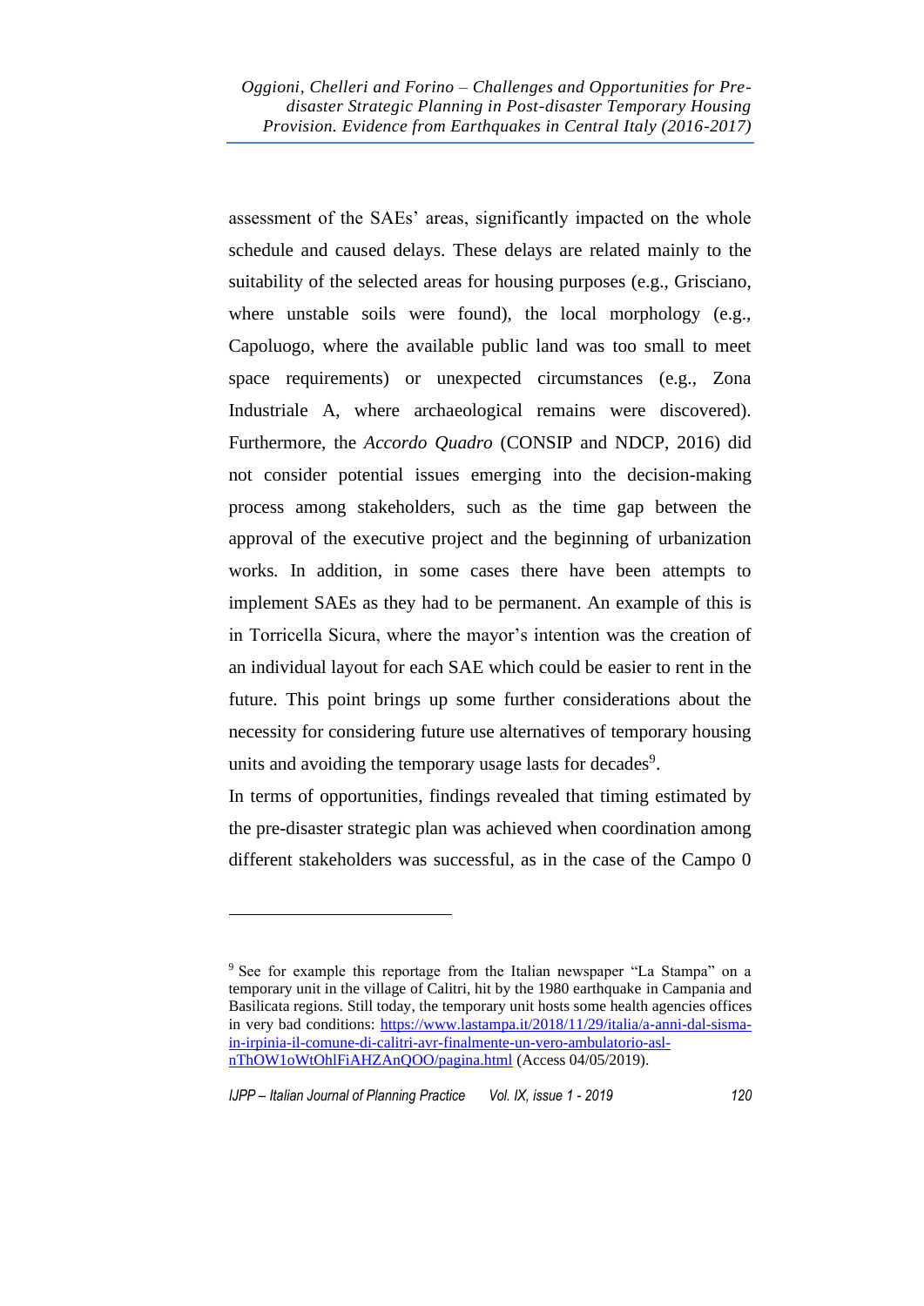assessment of the SAEs' areas, significantly impacted on the whole schedule and caused delays. These delays are related mainly to the suitability of the selected areas for housing purposes (e.g., Grisciano, where unstable soils were found), the local morphology (e.g., Capoluogo, where the available public land was too small to meet space requirements) or unexpected circumstances (e.g., Zona Industriale A, where archaeological remains were discovered). Furthermore, the *Accordo Quadro* (CONSIP and NDCP, 2016) did not consider potential issues emerging into the decision-making process among stakeholders, such as the time gap between the approval of the executive project and the beginning of urbanization works. In addition, in some cases there have been attempts to implement SAEs as they had to be permanent. An example of this is in Torricella Sicura, where the mayor's intention was the creation of an individual layout for each SAE which could be easier to rent in the future. This point brings up some further considerations about the necessity for considering future use alternatives of temporary housing units and avoiding the temporary usage lasts for decades[9].

In terms of opportunities, findings revealed that timing estimated by the pre-disaster strategic plan was achieved when coordination among different stakeholders was successful, as in the case of the Campo 0

---

[9] See for example this reportage from the Italian newspaper "La Stampa" on a temporary unit in the village of Calitri, hit by the 1980 earthquake in Campania and Basilicata regions. Still today, the temporary unit hosts some health agencies offices in very bad conditions: https://www.lastampa.it/2018/11/29/italia/a-anni-dal-sisma-in-irpinia-il-comune-di-calitri-avr-finalmente-un-vero-ambulatorio-asl-nThOW1oWtOhlFiAHZAnQOO/pagina.html (Access 04/05/2019).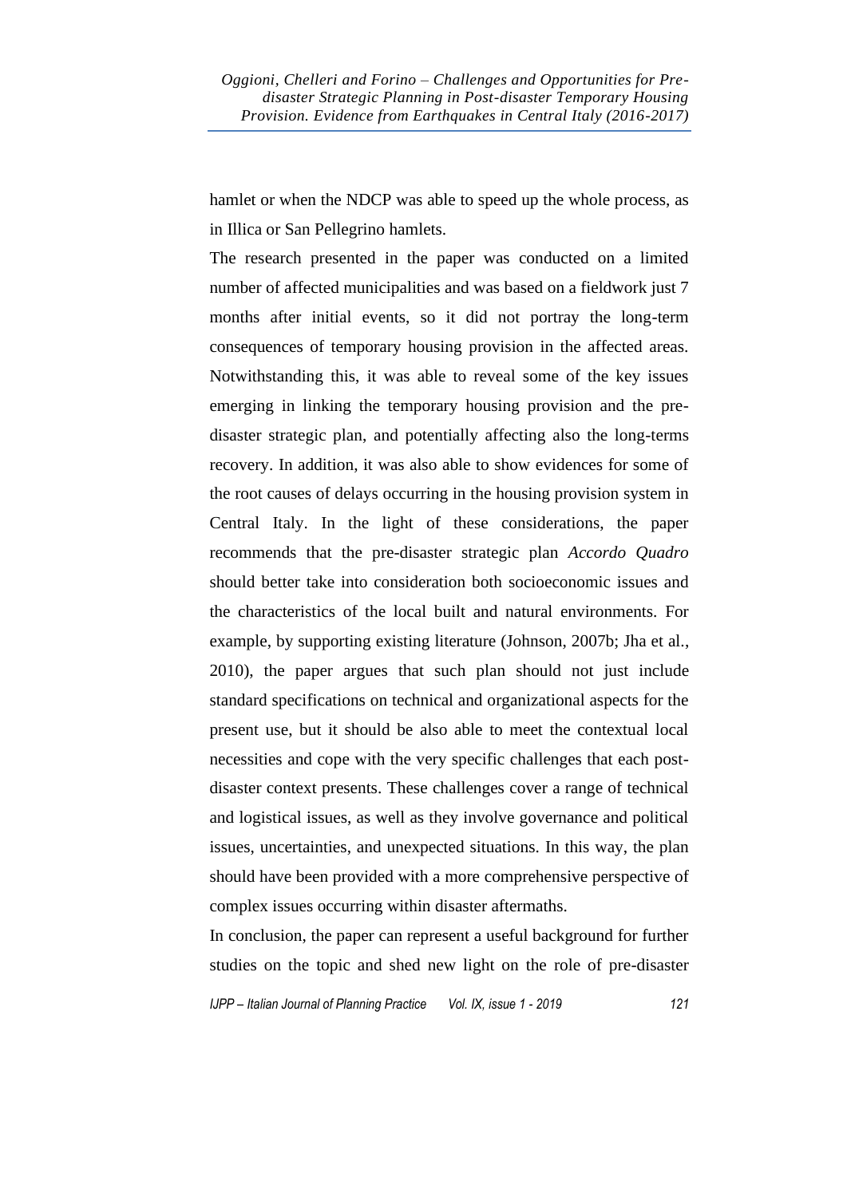hamlet or when the NDCP was able to speed up the whole process, as in Illica or San Pellegrino hamlets.

The research presented in the paper was conducted on a limited number of affected municipalities and was based on a fieldwork just 7 months after initial events, so it did not portray the long-term consequences of temporary housing provision in the affected areas. Notwithstanding this, it was able to reveal some of the key issues emerging in linking the temporary housing provision and the pre-disaster strategic plan, and potentially affecting also the long-terms recovery. In addition, it was also able to show evidences for some of the root causes of delays occurring in the housing provision system in Central Italy. In the light of these considerations, the paper recommends that the pre-disaster strategic plan *Accordo Quadro* should better take into consideration both socioeconomic issues and the characteristics of the local built and natural environments. For example, by supporting existing literature (Johnson, 2007b; Jha et al., 2010), the paper argues that such plan should not just include standard specifications on technical and organizational aspects for the present use, but it should be also able to meet the contextual local necessities and cope with the very specific challenges that each post-disaster context presents. These challenges cover a range of technical and logistical issues, as well as they involve governance and political issues, uncertainties, and unexpected situations. In this way, the plan should have been provided with a more comprehensive perspective of complex issues occurring within disaster aftermaths.

In conclusion, the paper can represent a useful background for further studies on the topic and shed new light on the role of pre-disaster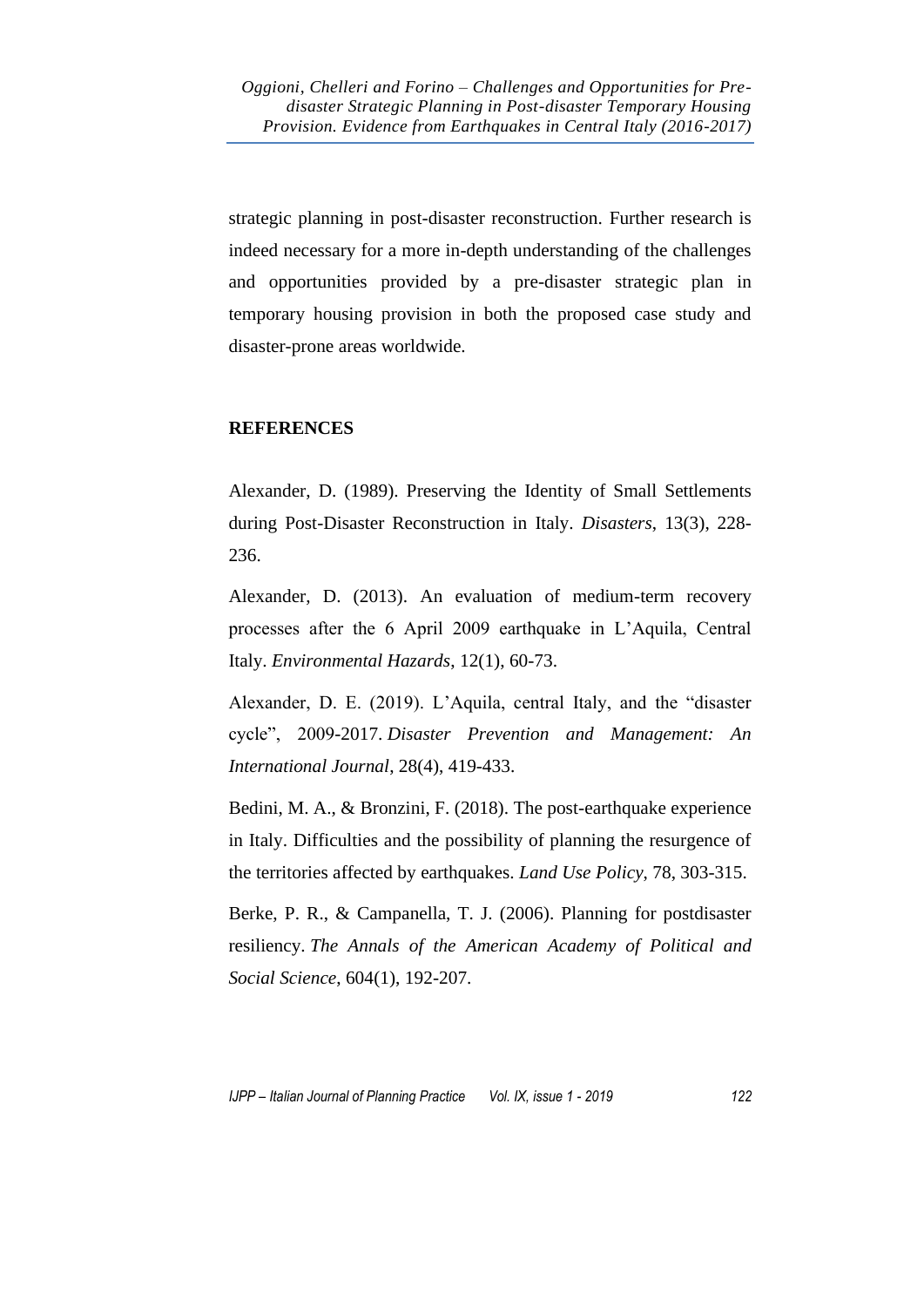strategic planning in post-disaster reconstruction. Further research is indeed necessary for a more in-depth understanding of the challenges and opportunities provided by a pre-disaster strategic plan in temporary housing provision in both the proposed case study and disaster-prone areas worldwide.

## REFERENCES

Alexander, D. (1989). Preserving the Identity of Small Settlements during Post-Disaster Reconstruction in Italy. *Disasters*, 13(3), 228-236.

Alexander, D. (2013). An evaluation of medium-term recovery processes after the 6 April 2009 earthquake in L'Aquila, Central Italy. *Environmental Hazards*, 12(1), 60-73.

Alexander, D. E. (2019). L'Aquila, central Italy, and the "disaster cycle", 2009-2017. *Disaster Prevention and Management: An International Journal*, 28(4), 419-433.

Bedini, M. A., & Bronzini, F. (2018). The post-earthquake experience in Italy. Difficulties and the possibility of planning the resurgence of the territories affected by earthquakes. *Land Use Policy*, 78, 303-315.

Berke, P. R., & Campanella, T. J. (2006). Planning for postdisaster resiliency. *The Annals of the American Academy of Political and Social Science*, 604(1), 192-207.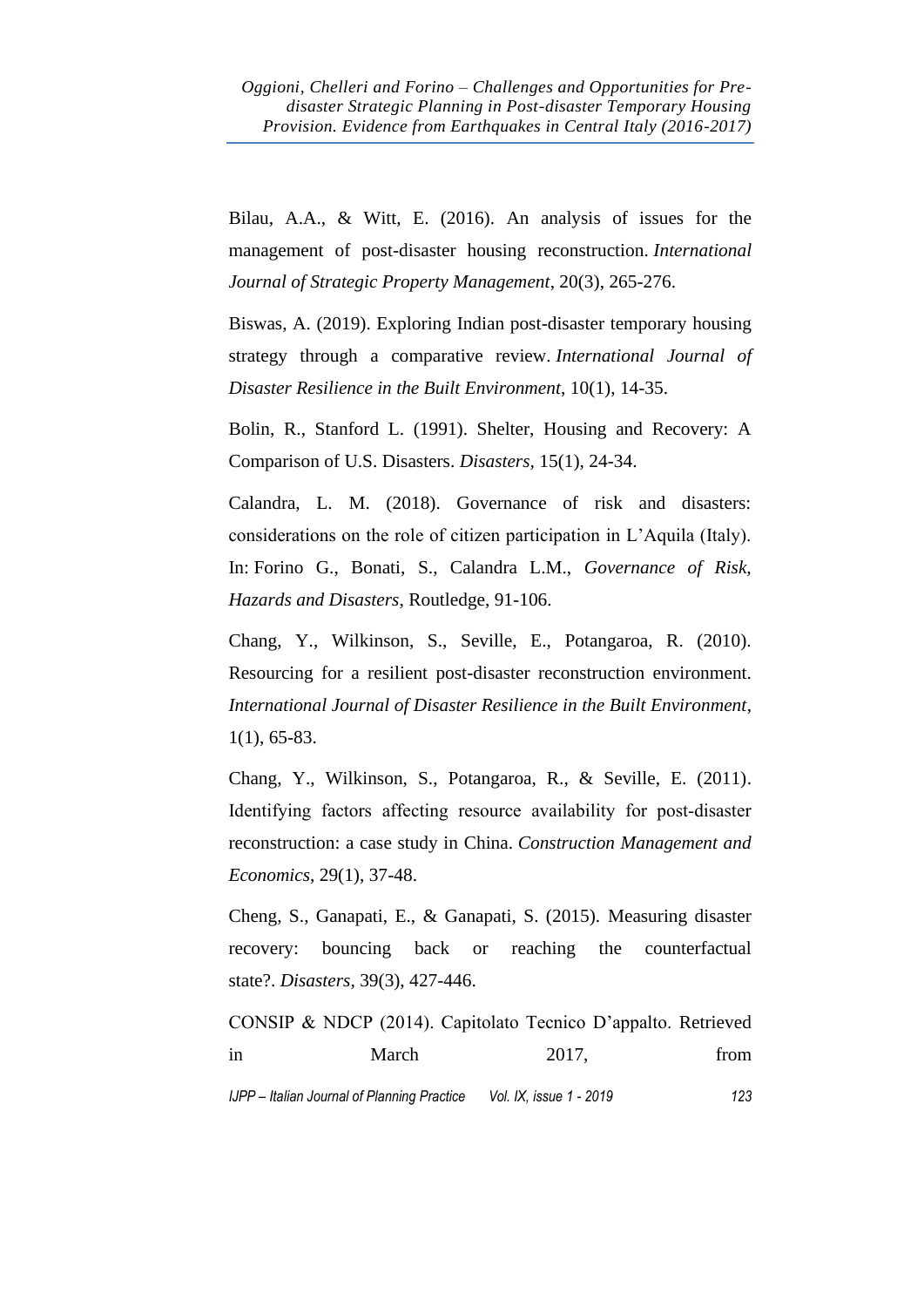Bilau, A.A., & Witt, E. (2016). An analysis of issues for the management of post-disaster housing reconstruction. *International Journal of Strategic Property Management*, 20(3), 265-276.

Biswas, A. (2019). Exploring Indian post-disaster temporary housing strategy through a comparative review. *International Journal of Disaster Resilience in the Built Environment*, 10(1), 14-35.

Bolin, R., Stanford L. (1991). Shelter, Housing and Recovery: A Comparison of U.S. Disasters. *Disasters*, 15(1), 24-34.

Calandra, L. M. (2018). Governance of risk and disasters: considerations on the role of citizen participation in L'Aquila (Italy). In: Forino G., Bonati, S., Calandra L.M., *Governance of Risk, Hazards and Disasters*, Routledge, 91-106.

Chang, Y., Wilkinson, S., Seville, E., Potangaroa, R. (2010). Resourcing for a resilient post-disaster reconstruction environment. *International Journal of Disaster Resilience in the Built Environment*, 1(1), 65-83.

Chang, Y., Wilkinson, S., Potangaroa, R., & Seville, E. (2011). Identifying factors affecting resource availability for post-disaster reconstruction: a case study in China. *Construction Management and Economics*, 29(1), 37-48.

Cheng, S., Ganapati, E., & Ganapati, S. (2015). Measuring disaster recovery: bouncing back or reaching the counterfactual state?. *Disasters*, 39(3), 427-446.

CONSIP & NDCP (2014). Capitolato Tecnico D'appalto. Retrieved in March 2017, from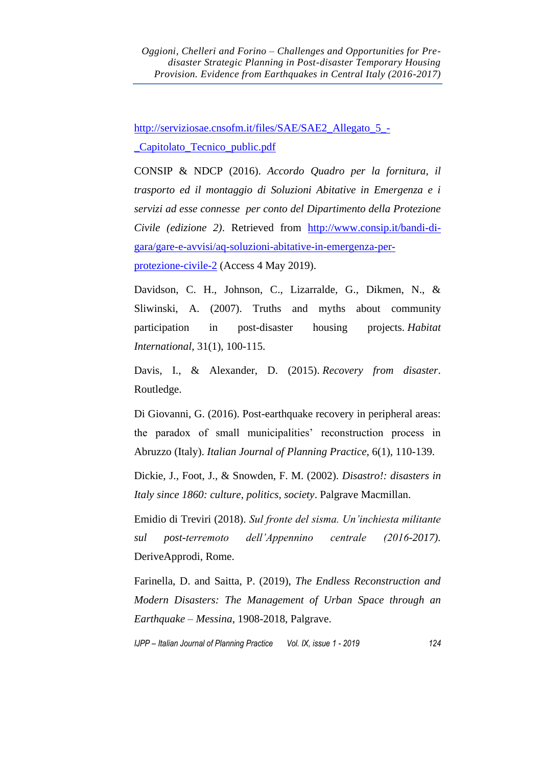http://serviziosae.cnsofm.it/files/SAE/SAE2_Allegato_5_-_Capitolato_Tecnico_public.pdf

CONSIP & NDCP (2016). *Accordo Quadro per la fornitura, il trasporto ed il montaggio di Soluzioni Abitative in Emergenza e i servizi ad esse connesse per conto del Dipartimento della Protezione Civile (edizione 2)*. Retrieved from http://www.consip.it/bandi-di-gara/gare-e-avvisi/aq-soluzioni-abitative-in-emergenza-per-protezione-civile-2 (Access 4 May 2019).

Davidson, C. H., Johnson, C., Lizarralde, G., Dikmen, N., & Sliwinski, A. (2007). Truths and myths about community participation in post-disaster housing projects. *Habitat International*, 31(1), 100-115.

Davis, I., & Alexander, D. (2015). *Recovery from disaster*. Routledge.

Di Giovanni, G. (2016). Post-earthquake recovery in peripheral areas: the paradox of small municipalities' reconstruction process in Abruzzo (Italy). *Italian Journal of Planning Practice*, 6(1), 110-139.

Dickie, J., Foot, J., & Snowden, F. M. (2002). *Disastro!: disasters in Italy since 1860: culture, politics, society*. Palgrave Macmillan.

Emidio di Treviri (2018). *Sul fronte del sisma. Un'inchiesta militante sul post-terremoto dell'Appennino centrale (2016-2017)*. DeriveApprodi, Rome.

Farinella, D. and Saitta, P. (2019), *The Endless Reconstruction and Modern Disasters: The Management of Urban Space through an Earthquake – Messina*, 1908-2018, Palgrave.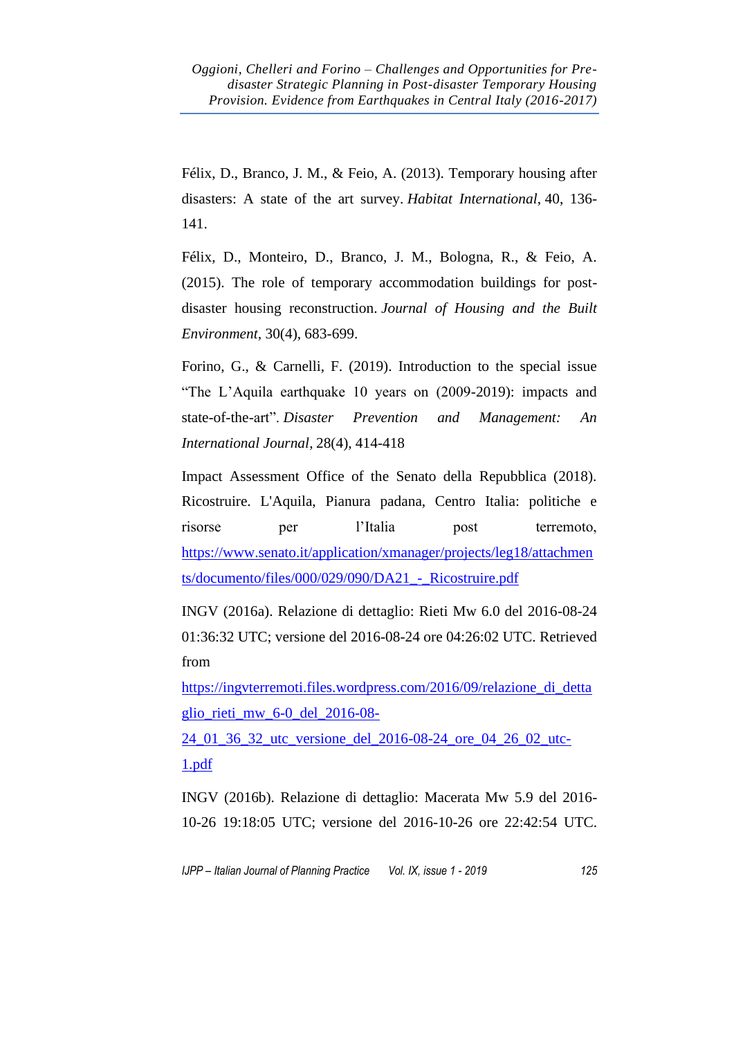Félix, D., Branco, J. M., & Feio, A. (2013). Temporary housing after disasters: A state of the art survey. *Habitat International*, 40, 136-141.

Félix, D., Monteiro, D., Branco, J. M., Bologna, R., & Feio, A. (2015). The role of temporary accommodation buildings for post-disaster housing reconstruction. *Journal of Housing and the Built Environment*, 30(4), 683-699.

Forino, G., & Carnelli, F. (2019). Introduction to the special issue "The L'Aquila earthquake 10 years on (2009-2019): impacts and state-of-the-art". *Disaster Prevention and Management: An International Journal*, 28(4), 414-418

Impact Assessment Office of the Senato della Repubblica (2018). Ricostruire. L'Aquila, Pianura padana, Centro Italia: politiche e risorse per l'Italia post terremoto, https://www.senato.it/application/xmanager/projects/leg18/attachments/documento/files/000/029/090/DA21_-_Ricostruire.pdf

INGV (2016a). Relazione di dettaglio: Rieti Mw 6.0 del 2016-08-24 01:36:32 UTC; versione del 2016-08-24 ore 04:26:02 UTC. Retrieved from https://ingvterremoti.files.wordpress.com/2016/09/relazione_di_dettaglio_rieti_mw_6-0_del_2016-08-24_01_36_32_utc_versione_del_2016-08-24_ore_04_26_02_utc-1.pdf

INGV (2016b). Relazione di dettaglio: Macerata Mw 5.9 del 2016-10-26 19:18:05 UTC; versione del 2016-10-26 ore 22:42:54 UTC.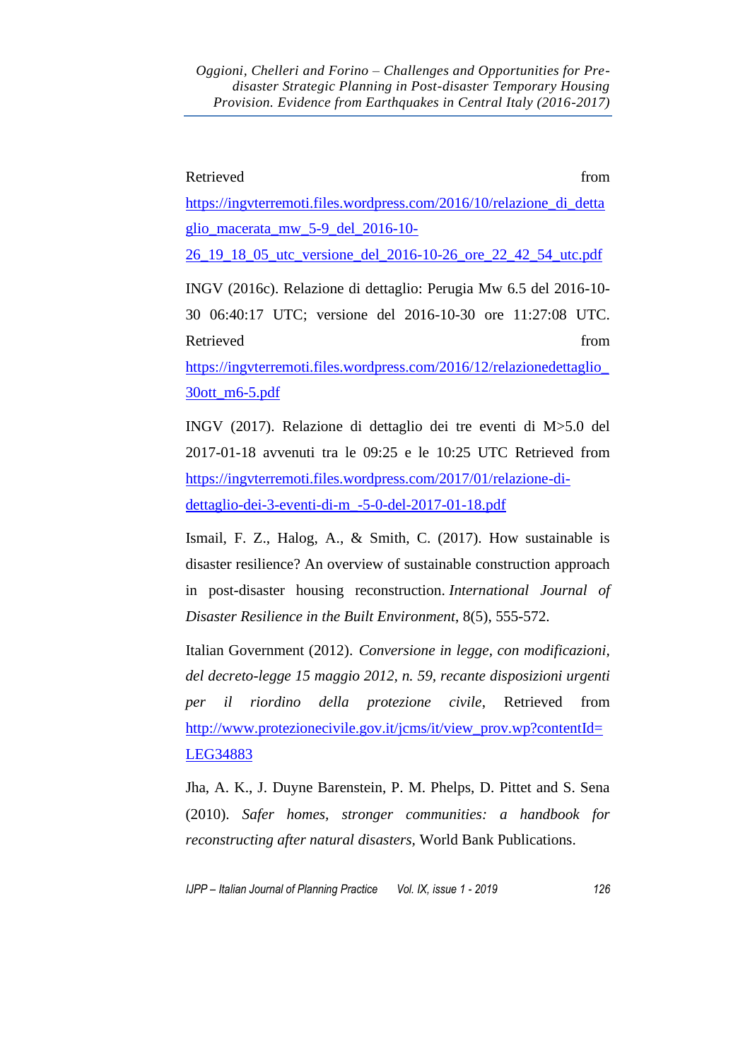Retrieved from https://ingvterremoti.files.wordpress.com/2016/10/relazione_di_dettaglio_macerata_mw_5-9_del_2016-10-26_19_18_05_utc_versione_del_2016-10-26_ore_22_42_54_utc.pdf

INGV (2016c). Relazione di dettaglio: Perugia Mw 6.5 del 2016-10-30 06:40:17 UTC; versione del 2016-10-30 ore 11:27:08 UTC. Retrieved from https://ingvterremoti.files.wordpress.com/2016/12/relazionedettaglio_30ott_m6-5.pdf

INGV (2017). Relazione di dettaglio dei tre eventi di M>5.0 del 2017-01-18 avvenuti tra le 09:25 e le 10:25 UTC Retrieved from https://ingvterremoti.files.wordpress.com/2017/01/relazione-di-dettaglio-dei-3-eventi-di-m_-5-0-del-2017-01-18.pdf

Ismail, F. Z., Halog, A., & Smith, C. (2017). How sustainable is disaster resilience? An overview of sustainable construction approach in post-disaster housing reconstruction. *International Journal of Disaster Resilience in the Built Environment*, 8(5), 555-572.

Italian Government (2012). *Conversione in legge, con modificazioni, del decreto-legge 15 maggio 2012, n. 59, recante disposizioni urgenti per il riordino della protezione civile*, Retrieved from http://www.protezionecivile.gov.it/jcms/it/view_prov.wp?contentId=LEG34883

Jha, A. K., J. Duyne Barenstein, P. M. Phelps, D. Pittet and S. Sena (2010). *Safer homes, stronger communities: a handbook for reconstructing after natural disasters*, World Bank Publications.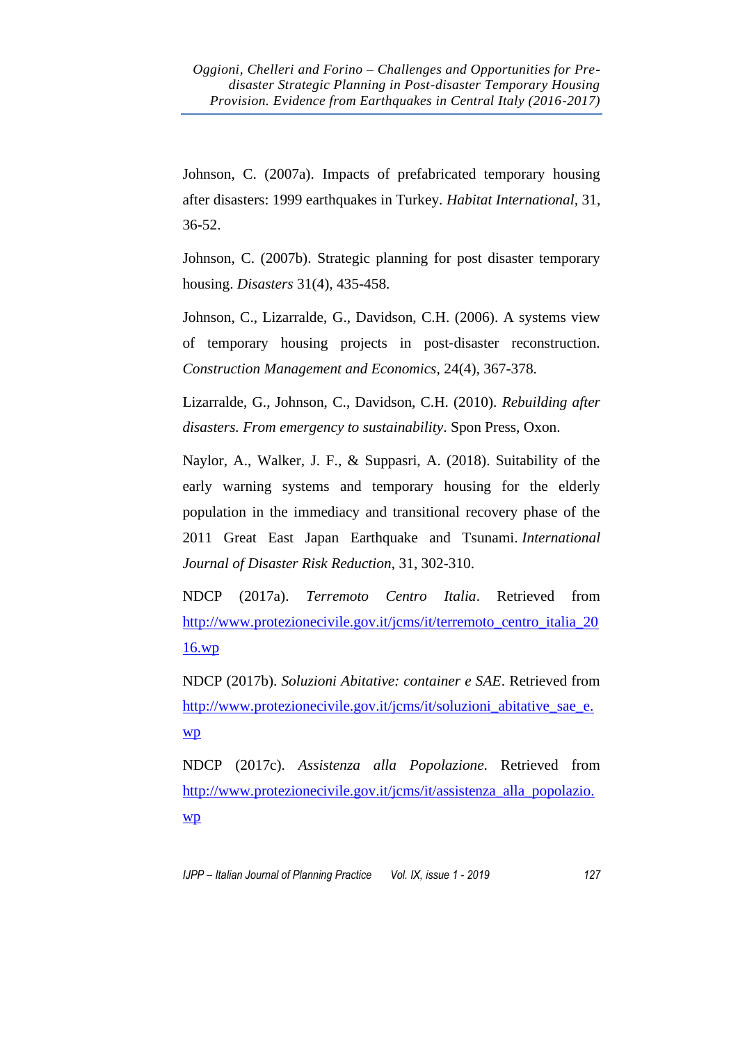Johnson, C. (2007a). Impacts of prefabricated temporary housing after disasters: 1999 earthquakes in Turkey. *Habitat International*, 31, 36-52.

Johnson, C. (2007b). Strategic planning for post disaster temporary housing. *Disasters* 31(4), 435-458.

Johnson, C., Lizarralde, G., Davidson, C.H. (2006). A systems view of temporary housing projects in post-disaster reconstruction. *Construction Management and Economics*, 24(4), 367-378.

Lizarralde, G., Johnson, C., Davidson, C.H. (2010). *Rebuilding after disasters. From emergency to sustainability*. Spon Press, Oxon.

Naylor, A., Walker, J. F., & Suppasri, A. (2018). Suitability of the early warning systems and temporary housing for the elderly population in the immediacy and transitional recovery phase of the 2011 Great East Japan Earthquake and Tsunami. *International Journal of Disaster Risk Reduction*, 31, 302-310.

NDCP (2017a). *Terremoto Centro Italia*. Retrieved from http://www.protezionecivile.gov.it/jcms/it/terremoto_centro_italia_2016.wp

NDCP (2017b). *Soluzioni Abitative: container e SAE*. Retrieved from http://www.protezionecivile.gov.it/jcms/it/soluzioni_abitative_sae_e.wp

NDCP (2017c). *Assistenza alla Popolazione*. Retrieved from http://www.protezionecivile.gov.it/jcms/it/assistenza_alla_popolazio.wp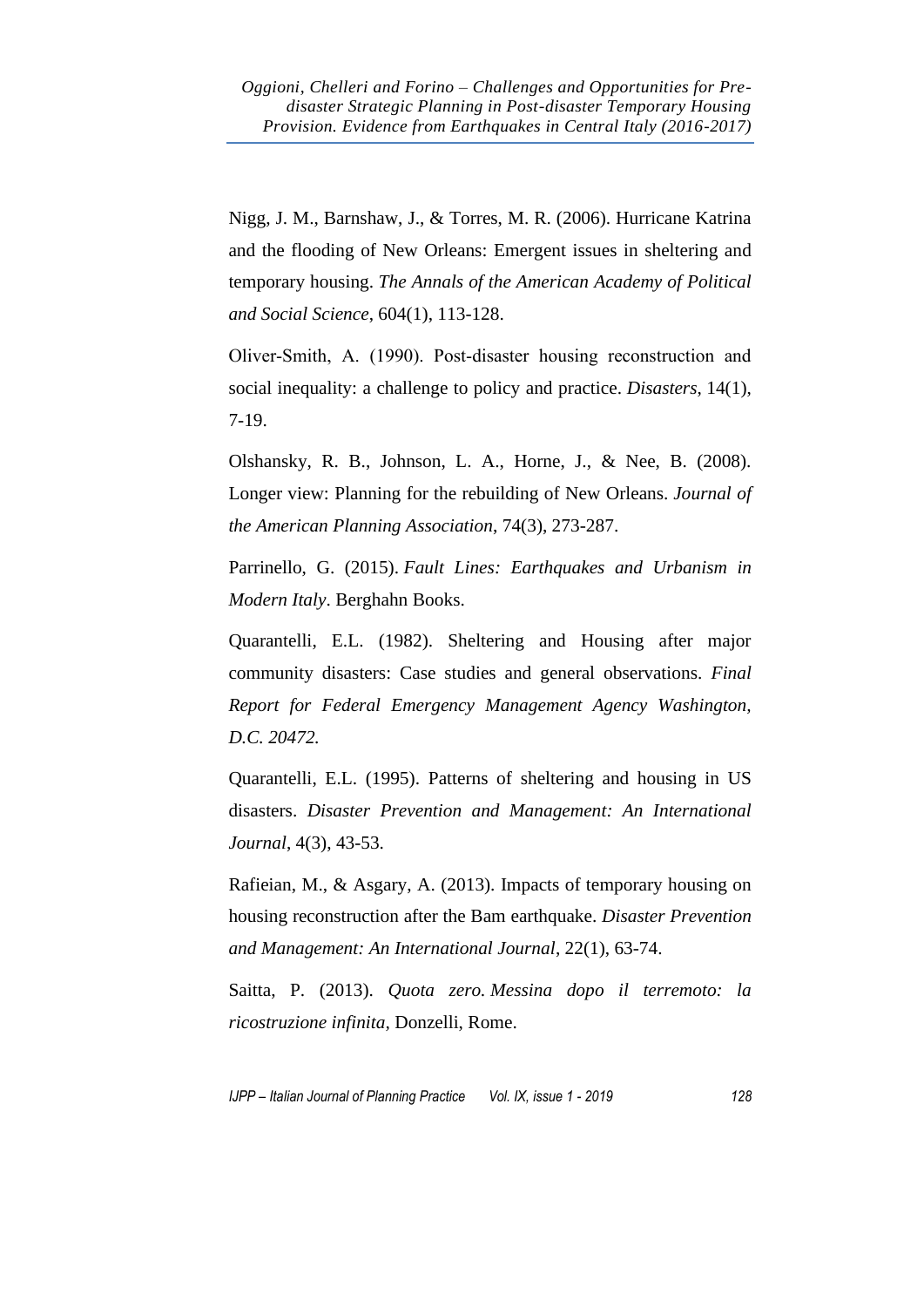Nigg, J. M., Barnshaw, J., & Torres, M. R. (2006). Hurricane Katrina and the flooding of New Orleans: Emergent issues in sheltering and temporary housing. *The Annals of the American Academy of Political and Social Science*, 604(1), 113-128.

Oliver-Smith, A. (1990). Post-disaster housing reconstruction and social inequality: a challenge to policy and practice. *Disasters*, 14(1), 7-19.

Olshansky, R. B., Johnson, L. A., Horne, J., & Nee, B. (2008). Longer view: Planning for the rebuilding of New Orleans. *Journal of the American Planning Association*, 74(3), 273-287.

Parrinello, G. (2015). *Fault Lines: Earthquakes and Urbanism in Modern Italy*. Berghahn Books.

Quarantelli, E.L. (1982). Sheltering and Housing after major community disasters: Case studies and general observations. *Final Report for Federal Emergency Management Agency Washington, D.C. 20472.*

Quarantelli, E.L. (1995). Patterns of sheltering and housing in US disasters. *Disaster Prevention and Management: An International Journal*, 4(3), 43-53.

Rafieian, M., & Asgary, A. (2013). Impacts of temporary housing on housing reconstruction after the Bam earthquake. *Disaster Prevention and Management: An International Journal*, 22(1), 63-74.

Saitta, P. (2013). *Quota zero. Messina dopo il terremoto: la ricostruzione infinita*, Donzelli, Rome.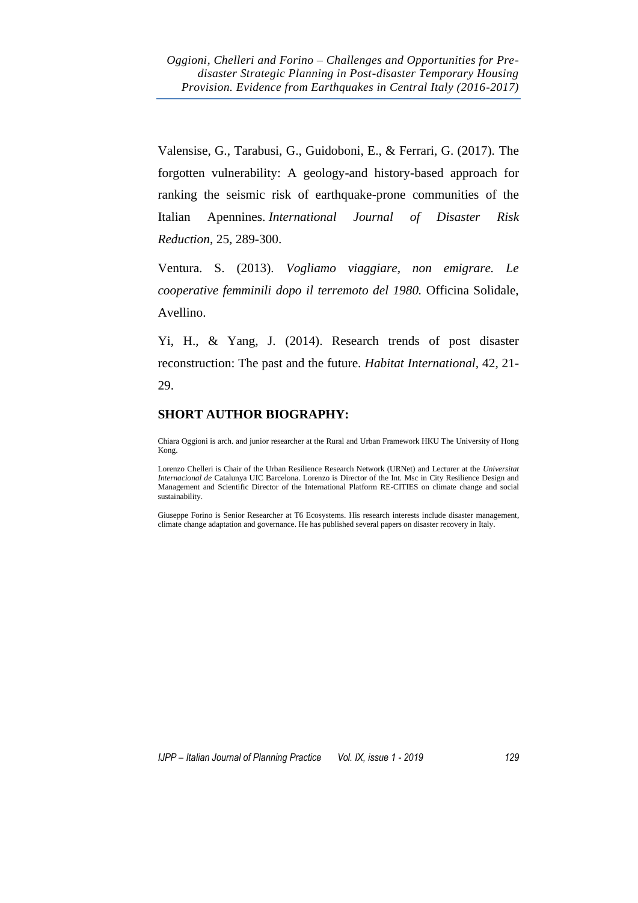Valensise, G., Tarabusi, G., Guidoboni, E., & Ferrari, G. (2017). The forgotten vulnerability: A geology-and history-based approach for ranking the seismic risk of earthquake-prone communities of the Italian Apennines. *International Journal of Disaster Risk Reduction*, 25, 289-300.

Ventura. S. (2013). *Vogliamo viaggiare, non emigrare. Le cooperative femminili dopo il terremoto del 1980.* Officina Solidale, Avellino.

Yi, H., & Yang, J. (2014). Research trends of post disaster reconstruction: The past and the future. *Habitat International*, 42, 21-29.

## SHORT AUTHOR BIOGRAPHY:

Chiara Oggioni is arch. and junior researcher at the Rural and Urban Framework HKU The University of Hong Kong.

Lorenzo Chelleri is Chair of the Urban Resilience Research Network (URNet) and Lecturer at the *Universitat Internacional de* Catalunya UIC Barcelona. Lorenzo is Director of the Int. Msc in City Resilience Design and Management and Scientific Director of the International Platform RE-CITIES on climate change and social sustainability.

Giuseppe Forino is Senior Researcher at T6 Ecosystems. His research interests include disaster management, climate change adaptation and governance. He has published several papers on disaster recovery in Italy.